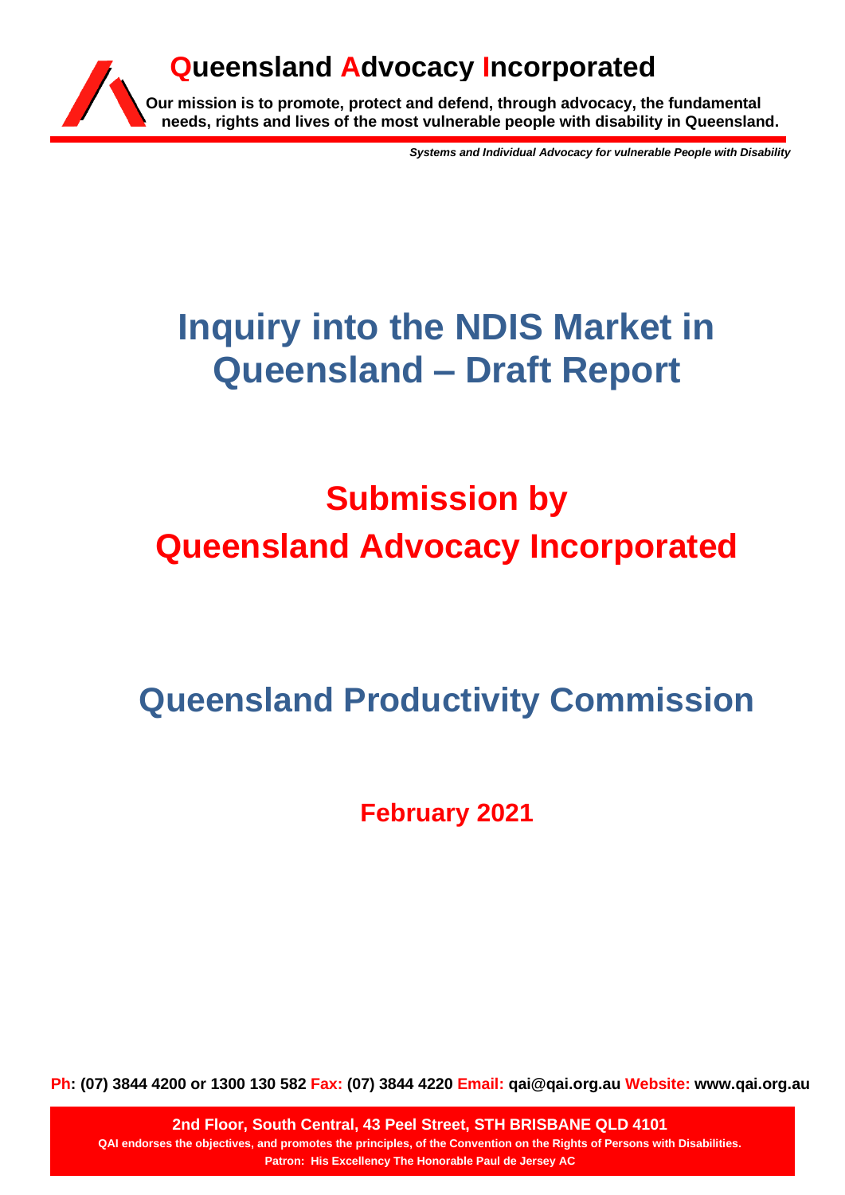**Queensland Advocacy Incorporated**

**Our mission is to promote, protect and defend, through advocacy, the fundamental needs, rights and lives of the most vulnerable people with disability in Queensland.**

***Systems and Individual Advocacy for vulnerable People with Disability***

# Inquiry into the NDIS Market in Queensland – Draft Report

# Submission by Queensland Advocacy Incorporated

# Queensland Productivity Commission

**February 2021**

**Ph: (07) 3844 4200 or 1300 130 582 Fax: (07) 3844 4220 Email: qai@qai.org.au Website: www.qai.org.au**

**2nd Floor, South Central, 43 Peel Street, STH BRISBANE QLD 4101**

**QAI endorses the objectives, and promotes the principles, of the Convention on the Rights of Persons with Disabilities.**

**Patron: His Excellency The Honorable Paul de Jersey AC**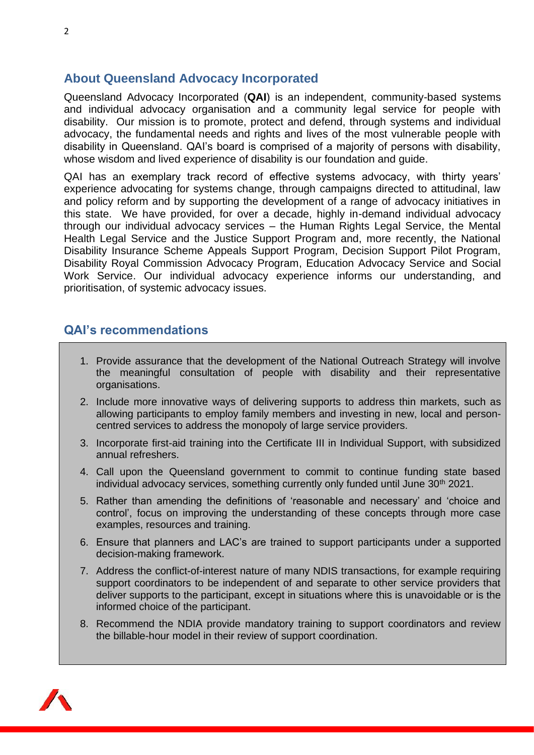## About Queensland Advocacy Incorporated

Queensland Advocacy Incorporated (**QAI**) is an independent, community-based systems and individual advocacy organisation and a community legal service for people with disability. Our mission is to promote, protect and defend, through systems and individual advocacy, the fundamental needs and rights and lives of the most vulnerable people with disability in Queensland. QAI's board is comprised of a majority of persons with disability, whose wisdom and lived experience of disability is our foundation and guide.

QAI has an exemplary track record of effective systems advocacy, with thirty years' experience advocating for systems change, through campaigns directed to attitudinal, law and policy reform and by supporting the development of a range of advocacy initiatives in this state. We have provided, for over a decade, highly in-demand individual advocacy through our individual advocacy services – the Human Rights Legal Service, the Mental Health Legal Service and the Justice Support Program and, more recently, the National Disability Insurance Scheme Appeals Support Program, Decision Support Pilot Program, Disability Royal Commission Advocacy Program, Education Advocacy Service and Social Work Service. Our individual advocacy experience informs our understanding, and prioritisation, of systemic advocacy issues.

## QAI's recommendations

1. Provide assurance that the development of the National Outreach Strategy will involve the meaningful consultation of people with disability and their representative organisations.
2. Include more innovative ways of delivering supports to address thin markets, such as allowing participants to employ family members and investing in new, local and person-centred services to address the monopoly of large service providers.
3. Incorporate first-aid training into the Certificate III in Individual Support, with subsidized annual refreshers.
4. Call upon the Queensland government to commit to continue funding state based individual advocacy services, something currently only funded until June 30th 2021.
5. Rather than amending the definitions of 'reasonable and necessary' and 'choice and control', focus on improving the understanding of these concepts through more case examples, resources and training.
6. Ensure that planners and LAC's are trained to support participants under a supported decision-making framework.
7. Address the conflict-of-interest nature of many NDIS transactions, for example requiring support coordinators to be independent of and separate to other service providers that deliver supports to the participant, except in situations where this is unavoidable or is the informed choice of the participant.
8. Recommend the NDIA provide mandatory training to support coordinators and review the billable-hour model in their review of support coordination.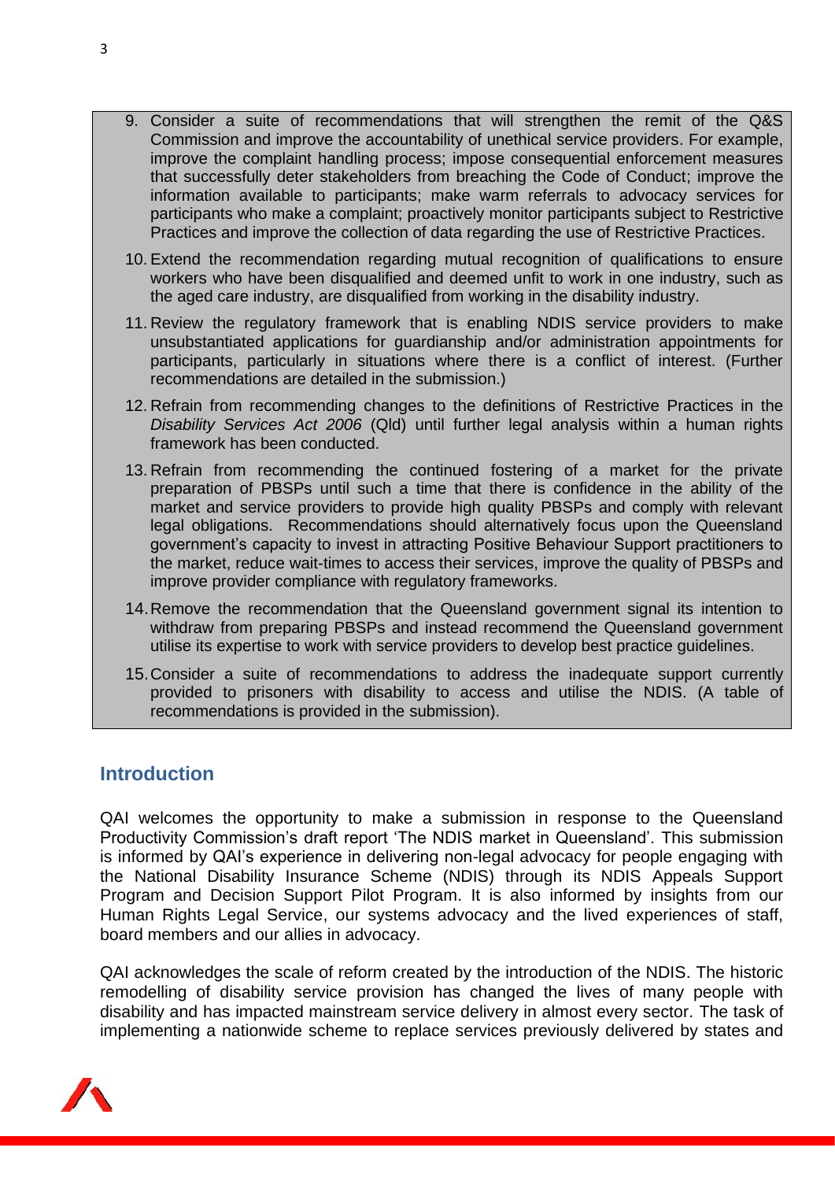9. Consider a suite of recommendations that will strengthen the remit of the Q&S Commission and improve the accountability of unethical service providers. For example, improve the complaint handling process; impose consequential enforcement measures that successfully deter stakeholders from breaching the Code of Conduct; improve the information available to participants; make warm referrals to advocacy services for participants who make a complaint; proactively monitor participants subject to Restrictive Practices and improve the collection of data regarding the use of Restrictive Practices.
10. Extend the recommendation regarding mutual recognition of qualifications to ensure workers who have been disqualified and deemed unfit to work in one industry, such as the aged care industry, are disqualified from working in the disability industry.
11. Review the regulatory framework that is enabling NDIS service providers to make unsubstantiated applications for guardianship and/or administration appointments for participants, particularly in situations where there is a conflict of interest. (Further recommendations are detailed in the submission.)
12. Refrain from recommending changes to the definitions of Restrictive Practices in the *Disability Services Act 2006* (Qld) until further legal analysis within a human rights framework has been conducted.
13. Refrain from recommending the continued fostering of a market for the private preparation of PBSPs until such a time that there is confidence in the ability of the market and service providers to provide high quality PBSPs and comply with relevant legal obligations. Recommendations should alternatively focus upon the Queensland government's capacity to invest in attracting Positive Behaviour Support practitioners to the market, reduce wait-times to access their services, improve the quality of PBSPs and improve provider compliance with regulatory frameworks.
14. Remove the recommendation that the Queensland government signal its intention to withdraw from preparing PBSPs and instead recommend the Queensland government utilise its expertise to work with service providers to develop best practice guidelines.
15. Consider a suite of recommendations to address the inadequate support currently provided to prisoners with disability to access and utilise the NDIS. (A table of recommendations is provided in the submission).

## Introduction

QAI welcomes the opportunity to make a submission in response to the Queensland Productivity Commission's draft report 'The NDIS market in Queensland'. This submission is informed by QAI's experience in delivering non-legal advocacy for people engaging with the National Disability Insurance Scheme (NDIS) through its NDIS Appeals Support Program and Decision Support Pilot Program. It is also informed by insights from our Human Rights Legal Service, our systems advocacy and the lived experiences of staff, board members and our allies in advocacy.

QAI acknowledges the scale of reform created by the introduction of the NDIS. The historic remodelling of disability service provision has changed the lives of many people with disability and has impacted mainstream service delivery in almost every sector. The task of implementing a nationwide scheme to replace services previously delivered by states and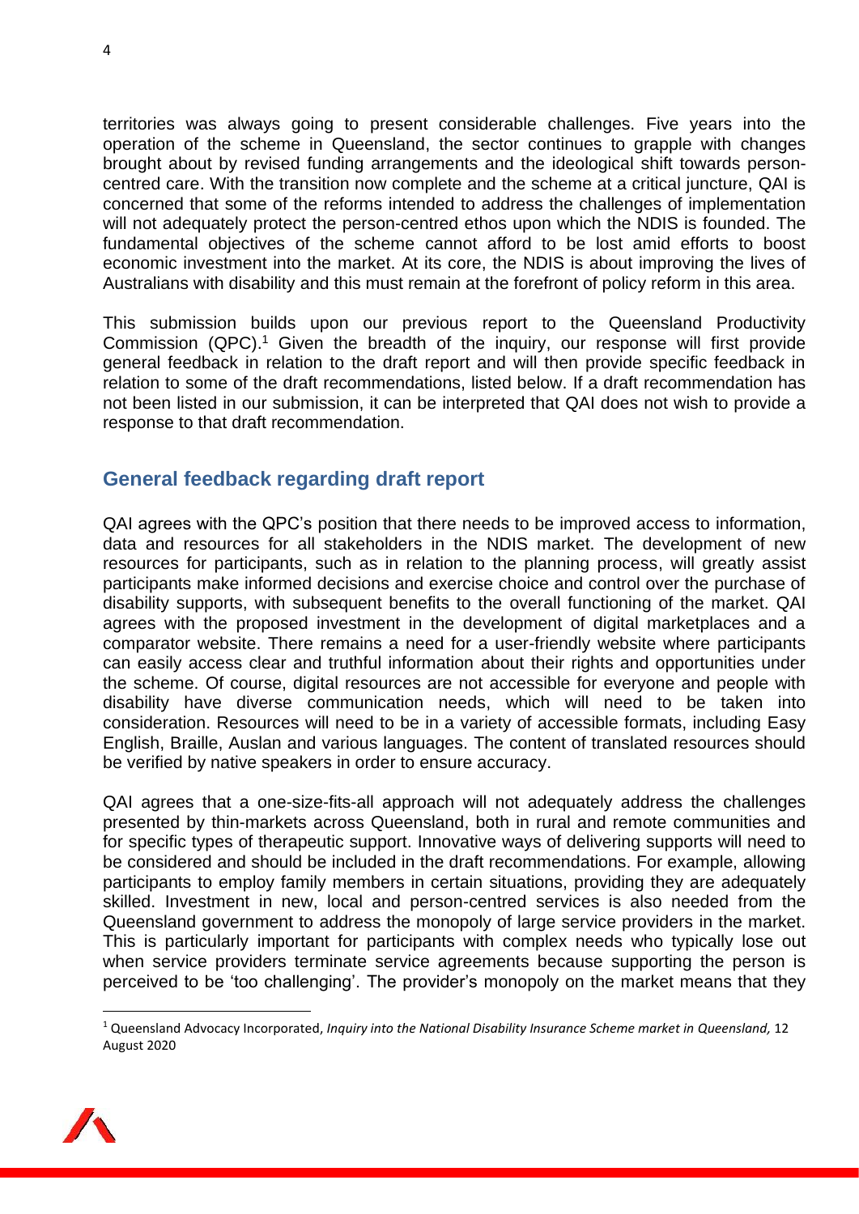territories was always going to present considerable challenges. Five years into the operation of the scheme in Queensland, the sector continues to grapple with changes brought about by revised funding arrangements and the ideological shift towards person-centred care. With the transition now complete and the scheme at a critical juncture, QAI is concerned that some of the reforms intended to address the challenges of implementation will not adequately protect the person-centred ethos upon which the NDIS is founded. The fundamental objectives of the scheme cannot afford to be lost amid efforts to boost economic investment into the market. At its core, the NDIS is about improving the lives of Australians with disability and this must remain at the forefront of policy reform in this area.

This submission builds upon our previous report to the Queensland Productivity Commission (QPC).[1] Given the breadth of the inquiry, our response will first provide general feedback in relation to the draft report and will then provide specific feedback in relation to some of the draft recommendations, listed below. If a draft recommendation has not been listed in our submission, it can be interpreted that QAI does not wish to provide a response to that draft recommendation.

## General feedback regarding draft report

QAI agrees with the QPC's position that there needs to be improved access to information, data and resources for all stakeholders in the NDIS market. The development of new resources for participants, such as in relation to the planning process, will greatly assist participants make informed decisions and exercise choice and control over the purchase of disability supports, with subsequent benefits to the overall functioning of the market. QAI agrees with the proposed investment in the development of digital marketplaces and a comparator website. There remains a need for a user-friendly website where participants can easily access clear and truthful information about their rights and opportunities under the scheme. Of course, digital resources are not accessible for everyone and people with disability have diverse communication needs, which will need to be taken into consideration. Resources will need to be in a variety of accessible formats, including Easy English, Braille, Auslan and various languages. The content of translated resources should be verified by native speakers in order to ensure accuracy.

QAI agrees that a one-size-fits-all approach will not adequately address the challenges presented by thin-markets across Queensland, both in rural and remote communities and for specific types of therapeutic support. Innovative ways of delivering supports will need to be considered and should be included in the draft recommendations. For example, allowing participants to employ family members in certain situations, providing they are adequately skilled. Investment in new, local and person-centred services is also needed from the Queensland government to address the monopoly of large service providers in the market. This is particularly important for participants with complex needs who typically lose out when service providers terminate service agreements because supporting the person is perceived to be 'too challenging'. The provider's monopoly on the market means that they

[1] Queensland Advocacy Incorporated, *Inquiry into the National Disability Insurance Scheme market in Queensland,* 12 August 2020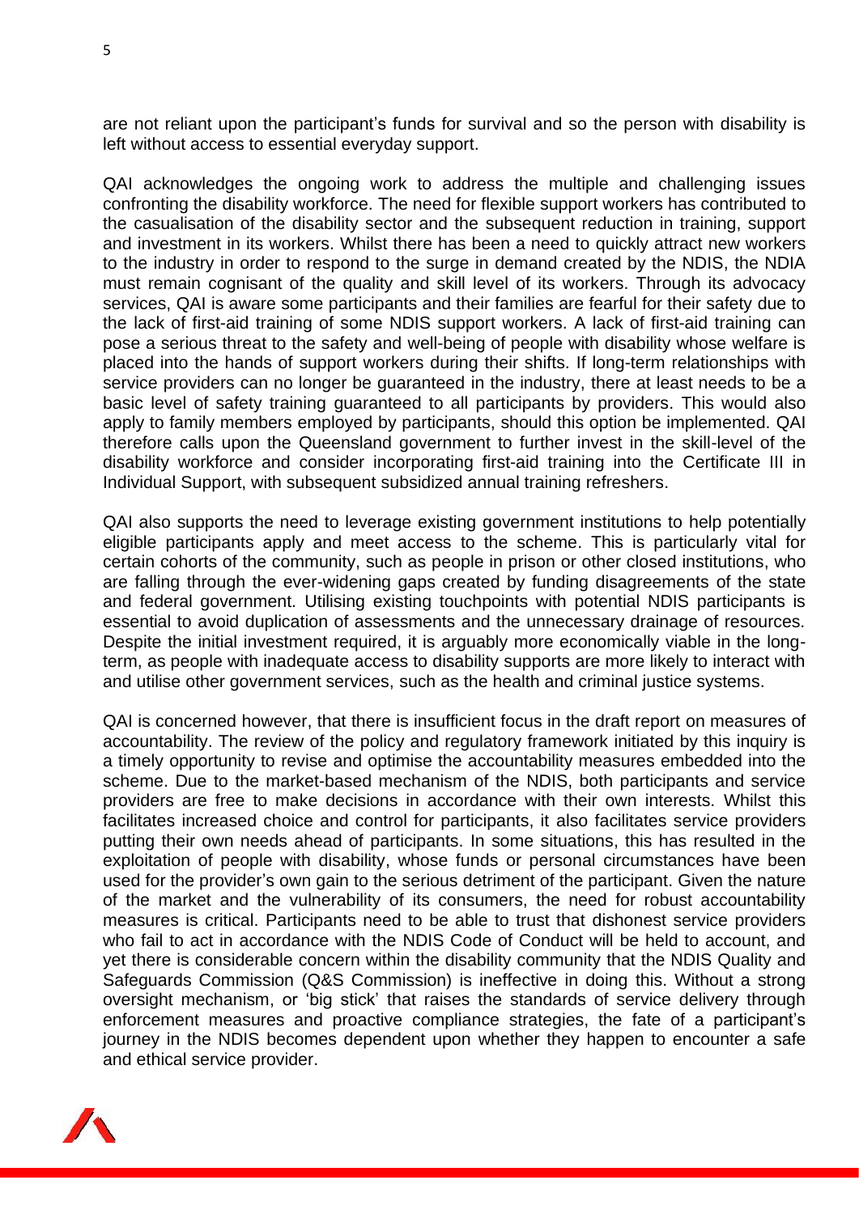are not reliant upon the participant's funds for survival and so the person with disability is left without access to essential everyday support.

QAI acknowledges the ongoing work to address the multiple and challenging issues confronting the disability workforce. The need for flexible support workers has contributed to the casualisation of the disability sector and the subsequent reduction in training, support and investment in its workers. Whilst there has been a need to quickly attract new workers to the industry in order to respond to the surge in demand created by the NDIS, the NDIA must remain cognisant of the quality and skill level of its workers. Through its advocacy services, QAI is aware some participants and their families are fearful for their safety due to the lack of first-aid training of some NDIS support workers. A lack of first-aid training can pose a serious threat to the safety and well-being of people with disability whose welfare is placed into the hands of support workers during their shifts. If long-term relationships with service providers can no longer be guaranteed in the industry, there at least needs to be a basic level of safety training guaranteed to all participants by providers. This would also apply to family members employed by participants, should this option be implemented. QAI therefore calls upon the Queensland government to further invest in the skill-level of the disability workforce and consider incorporating first-aid training into the Certificate III in Individual Support, with subsequent subsidized annual training refreshers.

QAI also supports the need to leverage existing government institutions to help potentially eligible participants apply and meet access to the scheme. This is particularly vital for certain cohorts of the community, such as people in prison or other closed institutions, who are falling through the ever-widening gaps created by funding disagreements of the state and federal government. Utilising existing touchpoints with potential NDIS participants is essential to avoid duplication of assessments and the unnecessary drainage of resources. Despite the initial investment required, it is arguably more economically viable in the long-term, as people with inadequate access to disability supports are more likely to interact with and utilise other government services, such as the health and criminal justice systems.

QAI is concerned however, that there is insufficient focus in the draft report on measures of accountability. The review of the policy and regulatory framework initiated by this inquiry is a timely opportunity to revise and optimise the accountability measures embedded into the scheme. Due to the market-based mechanism of the NDIS, both participants and service providers are free to make decisions in accordance with their own interests. Whilst this facilitates increased choice and control for participants, it also facilitates service providers putting their own needs ahead of participants. In some situations, this has resulted in the exploitation of people with disability, whose funds or personal circumstances have been used for the provider's own gain to the serious detriment of the participant. Given the nature of the market and the vulnerability of its consumers, the need for robust accountability measures is critical. Participants need to be able to trust that dishonest service providers who fail to act in accordance with the NDIS Code of Conduct will be held to account, and yet there is considerable concern within the disability community that the NDIS Quality and Safeguards Commission (Q&S Commission) is ineffective in doing this. Without a strong oversight mechanism, or 'big stick' that raises the standards of service delivery through enforcement measures and proactive compliance strategies, the fate of a participant's journey in the NDIS becomes dependent upon whether they happen to encounter a safe and ethical service provider.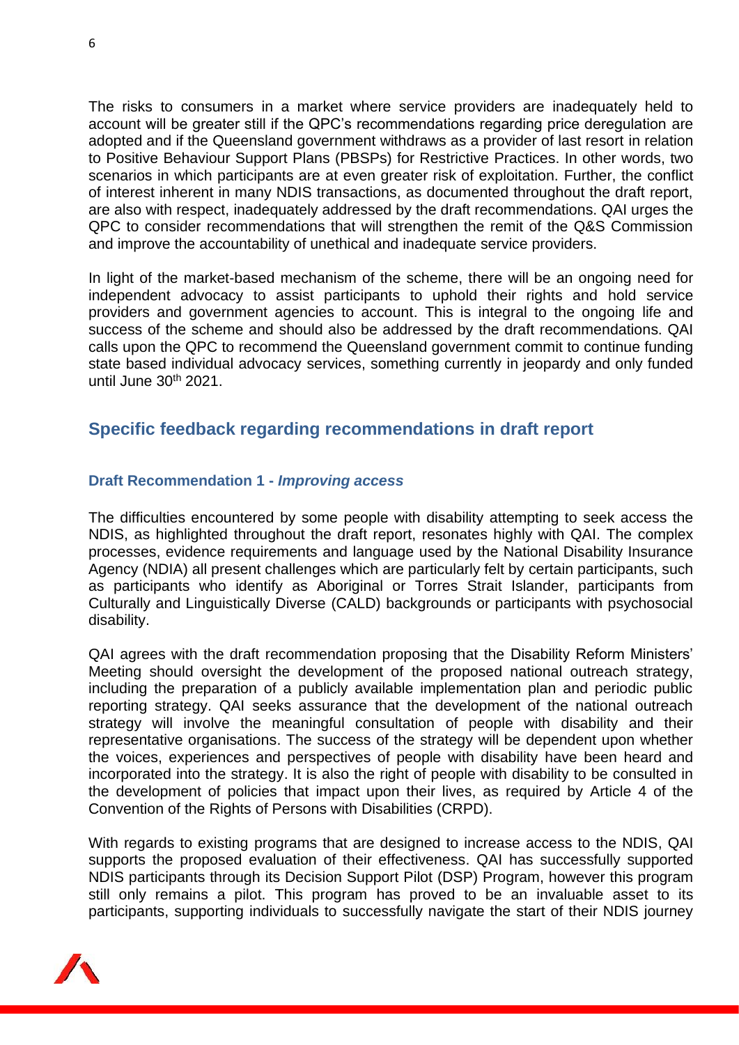The risks to consumers in a market where service providers are inadequately held to account will be greater still if the QPC's recommendations regarding price deregulation are adopted and if the Queensland government withdraws as a provider of last resort in relation to Positive Behaviour Support Plans (PBSPs) for Restrictive Practices. In other words, two scenarios in which participants are at even greater risk of exploitation. Further, the conflict of interest inherent in many NDIS transactions, as documented throughout the draft report, are also with respect, inadequately addressed by the draft recommendations. QAI urges the QPC to consider recommendations that will strengthen the remit of the Q&S Commission and improve the accountability of unethical and inadequate service providers.

In light of the market-based mechanism of the scheme, there will be an ongoing need for independent advocacy to assist participants to uphold their rights and hold service providers and government agencies to account. This is integral to the ongoing life and success of the scheme and should also be addressed by the draft recommendations. QAI calls upon the QPC to recommend the Queensland government commit to continue funding state based individual advocacy services, something currently in jeopardy and only funded until June 30th 2021.

## Specific feedback regarding recommendations in draft report

### Draft Recommendation 1 - *Improving access*

The difficulties encountered by some people with disability attempting to seek access the NDIS, as highlighted throughout the draft report, resonates highly with QAI. The complex processes, evidence requirements and language used by the National Disability Insurance Agency (NDIA) all present challenges which are particularly felt by certain participants, such as participants who identify as Aboriginal or Torres Strait Islander, participants from Culturally and Linguistically Diverse (CALD) backgrounds or participants with psychosocial disability.

QAI agrees with the draft recommendation proposing that the Disability Reform Ministers' Meeting should oversight the development of the proposed national outreach strategy, including the preparation of a publicly available implementation plan and periodic public reporting strategy. QAI seeks assurance that the development of the national outreach strategy will involve the meaningful consultation of people with disability and their representative organisations. The success of the strategy will be dependent upon whether the voices, experiences and perspectives of people with disability have been heard and incorporated into the strategy. It is also the right of people with disability to be consulted in the development of policies that impact upon their lives, as required by Article 4 of the Convention of the Rights of Persons with Disabilities (CRPD).

With regards to existing programs that are designed to increase access to the NDIS, QAI supports the proposed evaluation of their effectiveness. QAI has successfully supported NDIS participants through its Decision Support Pilot (DSP) Program, however this program still only remains a pilot. This program has proved to be an invaluable asset to its participants, supporting individuals to successfully navigate the start of their NDIS journey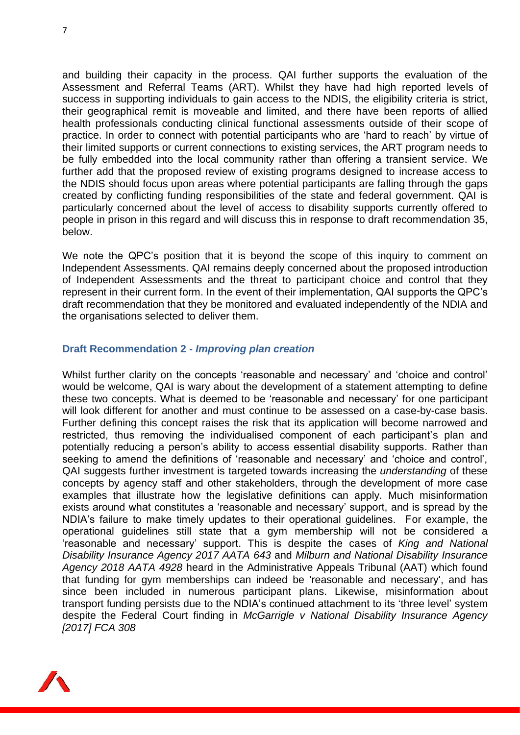and building their capacity in the process. QAI further supports the evaluation of the Assessment and Referral Teams (ART). Whilst they have had high reported levels of success in supporting individuals to gain access to the NDIS, the eligibility criteria is strict, their geographical remit is moveable and limited, and there have been reports of allied health professionals conducting clinical functional assessments outside of their scope of practice. In order to connect with potential participants who are 'hard to reach' by virtue of their limited supports or current connections to existing services, the ART program needs to be fully embedded into the local community rather than offering a transient service. We further add that the proposed review of existing programs designed to increase access to the NDIS should focus upon areas where potential participants are falling through the gaps created by conflicting funding responsibilities of the state and federal government. QAI is particularly concerned about the level of access to disability supports currently offered to people in prison in this regard and will discuss this in response to draft recommendation 35, below.

We note the QPC's position that it is beyond the scope of this inquiry to comment on Independent Assessments. QAI remains deeply concerned about the proposed introduction of Independent Assessments and the threat to participant choice and control that they represent in their current form. In the event of their implementation, QAI supports the QPC's draft recommendation that they be monitored and evaluated independently of the NDIA and the organisations selected to deliver them.

### Draft Recommendation 2 - *Improving plan creation*

Whilst further clarity on the concepts 'reasonable and necessary' and 'choice and control' would be welcome, QAI is wary about the development of a statement attempting to define these two concepts. What is deemed to be 'reasonable and necessary' for one participant will look different for another and must continue to be assessed on a case-by-case basis. Further defining this concept raises the risk that its application will become narrowed and restricted, thus removing the individualised component of each participant's plan and potentially reducing a person's ability to access essential disability supports. Rather than seeking to amend the definitions of 'reasonable and necessary' and 'choice and control', QAI suggests further investment is targeted towards increasing the *understanding* of these concepts by agency staff and other stakeholders, through the development of more case examples that illustrate how the legislative definitions can apply. Much misinformation exists around what constitutes a 'reasonable and necessary' support, and is spread by the NDIA's failure to make timely updates to their operational guidelines. For example, the operational guidelines still state that a gym membership will not be considered a 'reasonable and necessary' support. This is despite the cases of *King and National Disability Insurance Agency 2017 AATA 643* and *Milburn and National Disability Insurance Agency 2018 AATA 4928* heard in the Administrative Appeals Tribunal (AAT) which found that funding for gym memberships can indeed be 'reasonable and necessary', and has since been included in numerous participant plans. Likewise, misinformation about transport funding persists due to the NDIA's continued attachment to its 'three level' system despite the Federal Court finding in *McGarrigle v National Disability Insurance Agency [2017] FCA 308*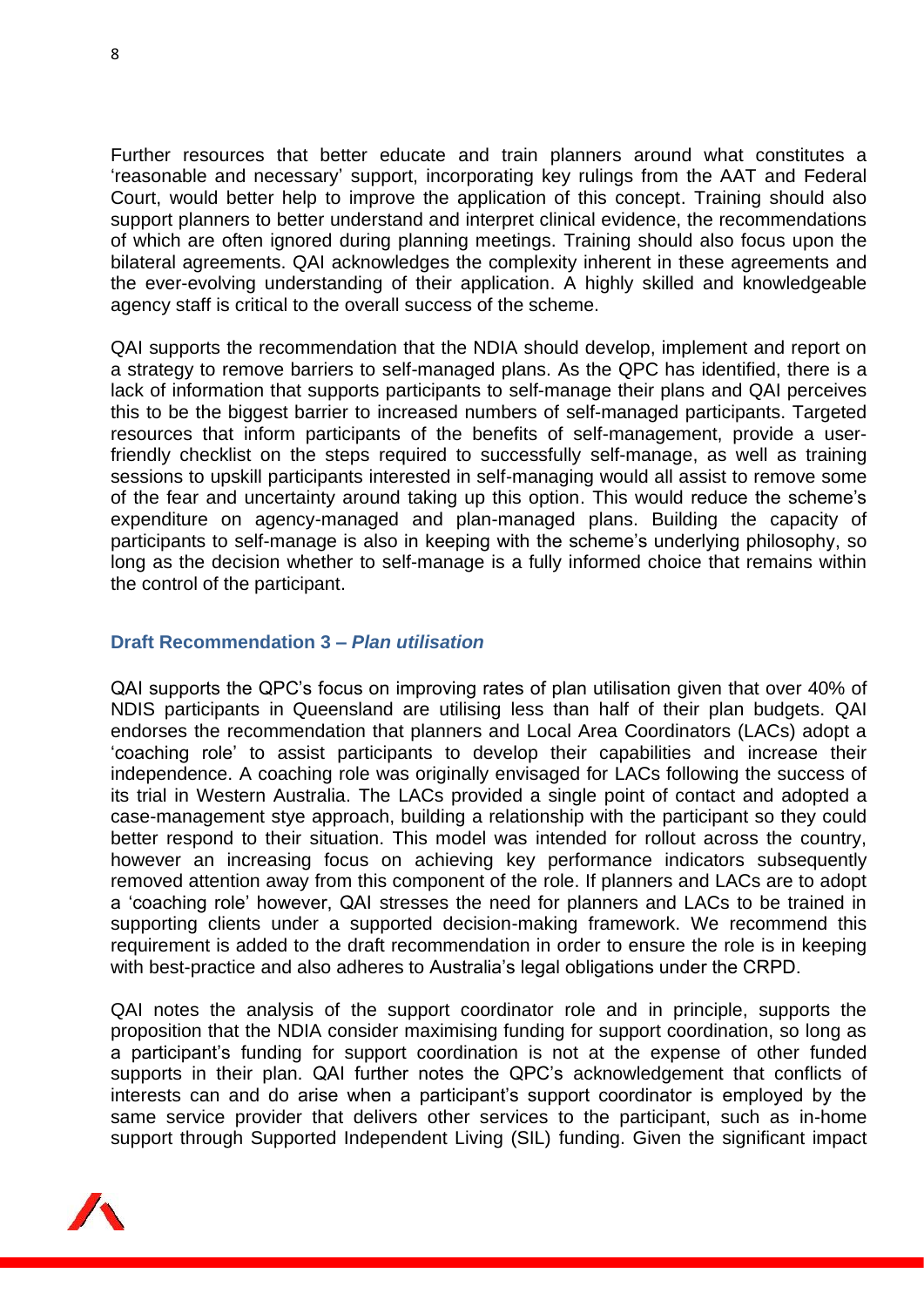Further resources that better educate and train planners around what constitutes a 'reasonable and necessary' support, incorporating key rulings from the AAT and Federal Court, would better help to improve the application of this concept. Training should also support planners to better understand and interpret clinical evidence, the recommendations of which are often ignored during planning meetings. Training should also focus upon the bilateral agreements. QAI acknowledges the complexity inherent in these agreements and the ever-evolving understanding of their application. A highly skilled and knowledgeable agency staff is critical to the overall success of the scheme.

QAI supports the recommendation that the NDIA should develop, implement and report on a strategy to remove barriers to self-managed plans. As the QPC has identified, there is a lack of information that supports participants to self-manage their plans and QAI perceives this to be the biggest barrier to increased numbers of self-managed participants. Targeted resources that inform participants of the benefits of self-management, provide a user-friendly checklist on the steps required to successfully self-manage, as well as training sessions to upskill participants interested in self-managing would all assist to remove some of the fear and uncertainty around taking up this option. This would reduce the scheme's expenditure on agency-managed and plan-managed plans. Building the capacity of participants to self-manage is also in keeping with the scheme's underlying philosophy, so long as the decision whether to self-manage is a fully informed choice that remains within the control of the participant.

### Draft Recommendation 3 – *Plan utilisation*

QAI supports the QPC's focus on improving rates of plan utilisation given that over 40% of NDIS participants in Queensland are utilising less than half of their plan budgets. QAI endorses the recommendation that planners and Local Area Coordinators (LACs) adopt a 'coaching role' to assist participants to develop their capabilities and increase their independence. A coaching role was originally envisaged for LACs following the success of its trial in Western Australia. The LACs provided a single point of contact and adopted a case-management stye approach, building a relationship with the participant so they could better respond to their situation. This model was intended for rollout across the country, however an increasing focus on achieving key performance indicators subsequently removed attention away from this component of the role. If planners and LACs are to adopt a 'coaching role' however, QAI stresses the need for planners and LACs to be trained in supporting clients under a supported decision-making framework. We recommend this requirement is added to the draft recommendation in order to ensure the role is in keeping with best-practice and also adheres to Australia's legal obligations under the CRPD.

QAI notes the analysis of the support coordinator role and in principle, supports the proposition that the NDIA consider maximising funding for support coordination, so long as a participant's funding for support coordination is not at the expense of other funded supports in their plan. QAI further notes the QPC's acknowledgement that conflicts of interests can and do arise when a participant's support coordinator is employed by the same service provider that delivers other services to the participant, such as in-home support through Supported Independent Living (SIL) funding. Given the significant impact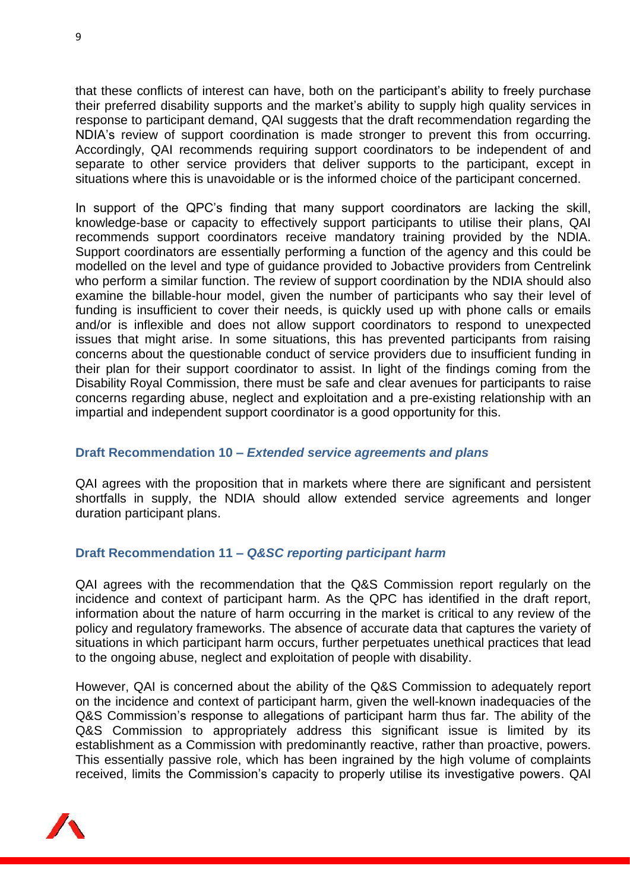that these conflicts of interest can have, both on the participant's ability to freely purchase their preferred disability supports and the market's ability to supply high quality services in response to participant demand, QAI suggests that the draft recommendation regarding the NDIA's review of support coordination is made stronger to prevent this from occurring. Accordingly, QAI recommends requiring support coordinators to be independent of and separate to other service providers that deliver supports to the participant, except in situations where this is unavoidable or is the informed choice of the participant concerned.

In support of the QPC's finding that many support coordinators are lacking the skill, knowledge-base or capacity to effectively support participants to utilise their plans, QAI recommends support coordinators receive mandatory training provided by the NDIA. Support coordinators are essentially performing a function of the agency and this could be modelled on the level and type of guidance provided to Jobactive providers from Centrelink who perform a similar function. The review of support coordination by the NDIA should also examine the billable-hour model, given the number of participants who say their level of funding is insufficient to cover their needs, is quickly used up with phone calls or emails and/or is inflexible and does not allow support coordinators to respond to unexpected issues that might arise. In some situations, this has prevented participants from raising concerns about the questionable conduct of service providers due to insufficient funding in their plan for their support coordinator to assist. In light of the findings coming from the Disability Royal Commission, there must be safe and clear avenues for participants to raise concerns regarding abuse, neglect and exploitation and a pre-existing relationship with an impartial and independent support coordinator is a good opportunity for this.

### Draft Recommendation 10 – *Extended service agreements and plans*

QAI agrees with the proposition that in markets where there are significant and persistent shortfalls in supply, the NDIA should allow extended service agreements and longer duration participant plans.

### Draft Recommendation 11 – *Q&SC reporting participant harm*

QAI agrees with the recommendation that the Q&S Commission report regularly on the incidence and context of participant harm. As the QPC has identified in the draft report, information about the nature of harm occurring in the market is critical to any review of the policy and regulatory frameworks. The absence of accurate data that captures the variety of situations in which participant harm occurs, further perpetuates unethical practices that lead to the ongoing abuse, neglect and exploitation of people with disability.

However, QAI is concerned about the ability of the Q&S Commission to adequately report on the incidence and context of participant harm, given the well-known inadequacies of the Q&S Commission's response to allegations of participant harm thus far. The ability of the Q&S Commission to appropriately address this significant issue is limited by its establishment as a Commission with predominantly reactive, rather than proactive, powers. This essentially passive role, which has been ingrained by the high volume of complaints received, limits the Commission's capacity to properly utilise its investigative powers. QAI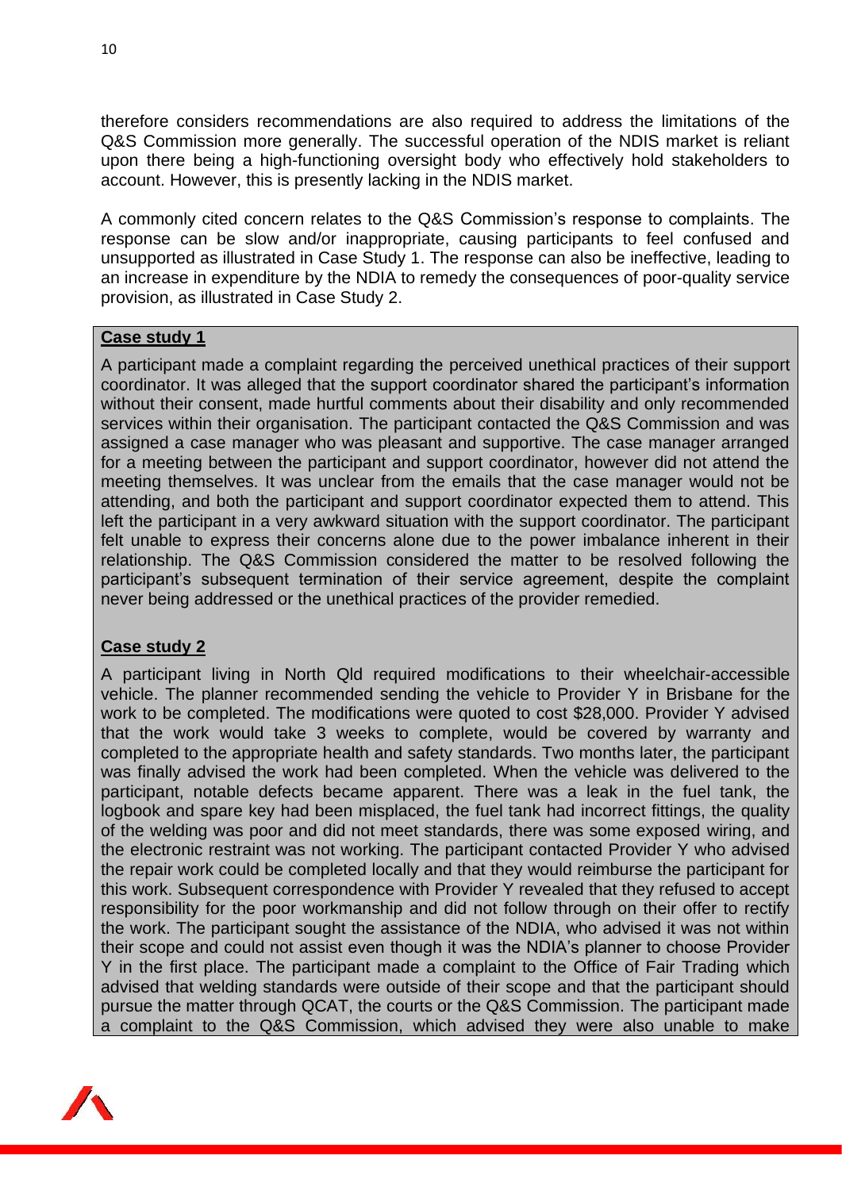therefore considers recommendations are also required to address the limitations of the Q&S Commission more generally. The successful operation of the NDIS market is reliant upon there being a high-functioning oversight body who effectively hold stakeholders to account. However, this is presently lacking in the NDIS market.

A commonly cited concern relates to the Q&S Commission's response to complaints. The response can be slow and/or inappropriate, causing participants to feel confused and unsupported as illustrated in Case Study 1. The response can also be ineffective, leading to an increase in expenditure by the NDIA to remedy the consequences of poor-quality service provision, as illustrated in Case Study 2.

**Case study 1**

A participant made a complaint regarding the perceived unethical practices of their support coordinator. It was alleged that the support coordinator shared the participant's information without their consent, made hurtful comments about their disability and only recommended services within their organisation. The participant contacted the Q&S Commission and was assigned a case manager who was pleasant and supportive. The case manager arranged for a meeting between the participant and support coordinator, however did not attend the meeting themselves. It was unclear from the emails that the case manager would not be attending, and both the participant and support coordinator expected them to attend. This left the participant in a very awkward situation with the support coordinator. The participant felt unable to express their concerns alone due to the power imbalance inherent in their relationship. The Q&S Commission considered the matter to be resolved following the participant's subsequent termination of their service agreement, despite the complaint never being addressed or the unethical practices of the provider remedied.

**Case study 2**

A participant living in North Qld required modifications to their wheelchair-accessible vehicle. The planner recommended sending the vehicle to Provider Y in Brisbane for the work to be completed. The modifications were quoted to cost $28,000. Provider Y advised that the work would take 3 weeks to complete, would be covered by warranty and completed to the appropriate health and safety standards. Two months later, the participant was finally advised the work had been completed. When the vehicle was delivered to the participant, notable defects became apparent. There was a leak in the fuel tank, the logbook and spare key had been misplaced, the fuel tank had incorrect fittings, the quality of the welding was poor and did not meet standards, there was some exposed wiring, and the electronic restraint was not working. The participant contacted Provider Y who advised the repair work could be completed locally and that they would reimburse the participant for this work. Subsequent correspondence with Provider Y revealed that they refused to accept responsibility for the poor workmanship and did not follow through on their offer to rectify the work. The participant sought the assistance of the NDIA, who advised it was not within their scope and could not assist even though it was the NDIA's planner to choose Provider Y in the first place. The participant made a complaint to the Office of Fair Trading which advised that welding standards were outside of their scope and that the participant should pursue the matter through QCAT, the courts or the Q&S Commission. The participant made a complaint to the Q&S Commission, which advised they were also unable to make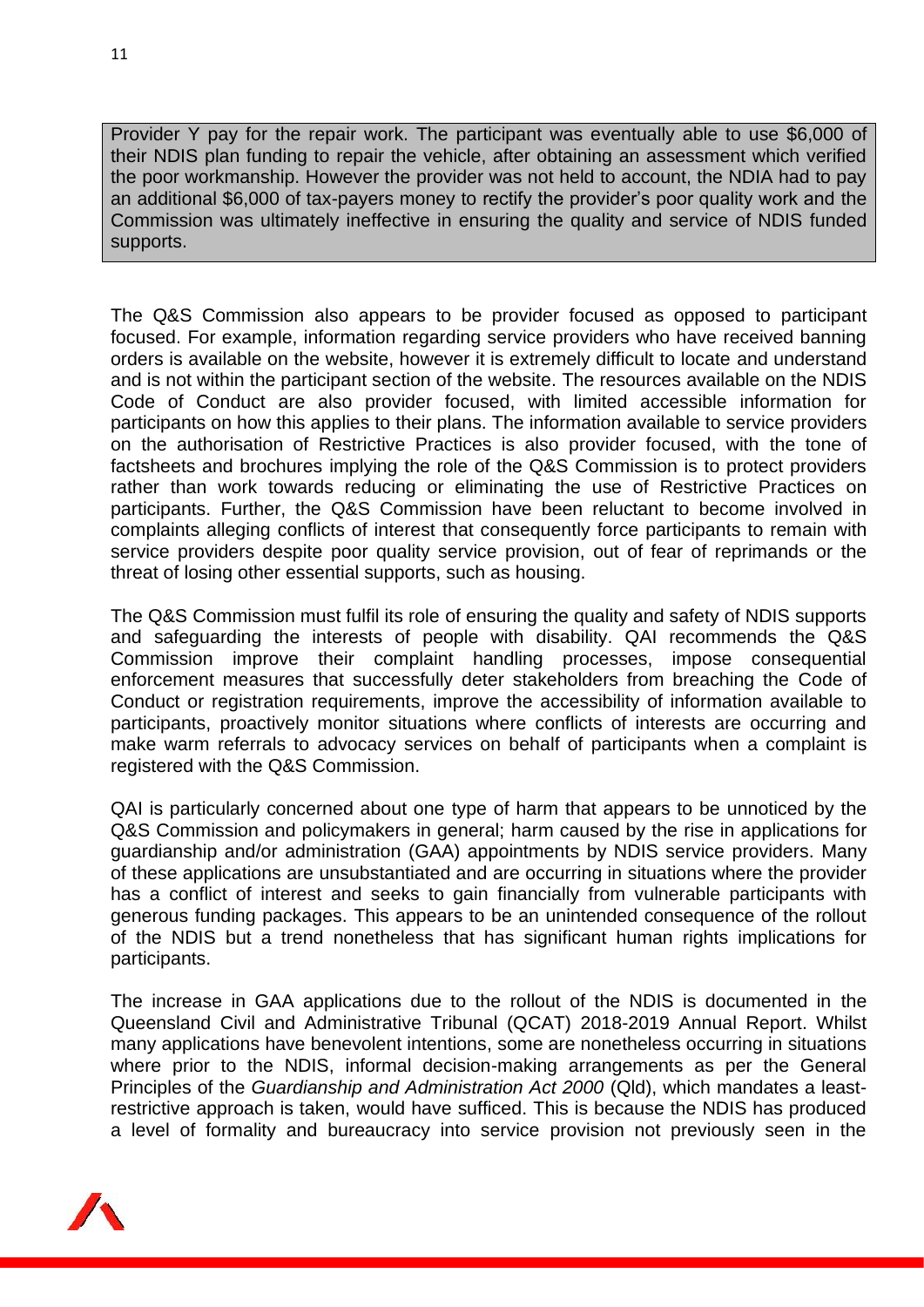> Provider Y pay for the repair work. The participant was eventually able to use $6,000 of their NDIS plan funding to repair the vehicle, after obtaining an assessment which verified the poor workmanship. However the provider was not held to account, the NDIA had to pay an additional $6,000 of tax-payers money to rectify the provider's poor quality work and the Commission was ultimately ineffective in ensuring the quality and service of NDIS funded supports.

The Q&S Commission also appears to be provider focused as opposed to participant focused. For example, information regarding service providers who have received banning orders is available on the website, however it is extremely difficult to locate and understand and is not within the participant section of the website. The resources available on the NDIS Code of Conduct are also provider focused, with limited accessible information for participants on how this applies to their plans. The information available to service providers on the authorisation of Restrictive Practices is also provider focused, with the tone of factsheets and brochures implying the role of the Q&S Commission is to protect providers rather than work towards reducing or eliminating the use of Restrictive Practices on participants. Further, the Q&S Commission have been reluctant to become involved in complaints alleging conflicts of interest that consequently force participants to remain with service providers despite poor quality service provision, out of fear of reprimands or the threat of losing other essential supports, such as housing.

The Q&S Commission must fulfil its role of ensuring the quality and safety of NDIS supports and safeguarding the interests of people with disability. QAI recommends the Q&S Commission improve their complaint handling processes, impose consequential enforcement measures that successfully deter stakeholders from breaching the Code of Conduct or registration requirements, improve the accessibility of information available to participants, proactively monitor situations where conflicts of interests are occurring and make warm referrals to advocacy services on behalf of participants when a complaint is registered with the Q&S Commission.

QAI is particularly concerned about one type of harm that appears to be unnoticed by the Q&S Commission and policymakers in general; harm caused by the rise in applications for guardianship and/or administration (GAA) appointments by NDIS service providers. Many of these applications are unsubstantiated and are occurring in situations where the provider has a conflict of interest and seeks to gain financially from vulnerable participants with generous funding packages. This appears to be an unintended consequence of the rollout of the NDIS but a trend nonetheless that has significant human rights implications for participants.

The increase in GAA applications due to the rollout of the NDIS is documented in the Queensland Civil and Administrative Tribunal (QCAT) 2018-2019 Annual Report. Whilst many applications have benevolent intentions, some are nonetheless occurring in situations where prior to the NDIS, informal decision-making arrangements as per the General Principles of the *Guardianship and Administration Act 2000* (Qld), which mandates a least-restrictive approach is taken, would have sufficed. This is because the NDIS has produced a level of formality and bureaucracy into service provision not previously seen in the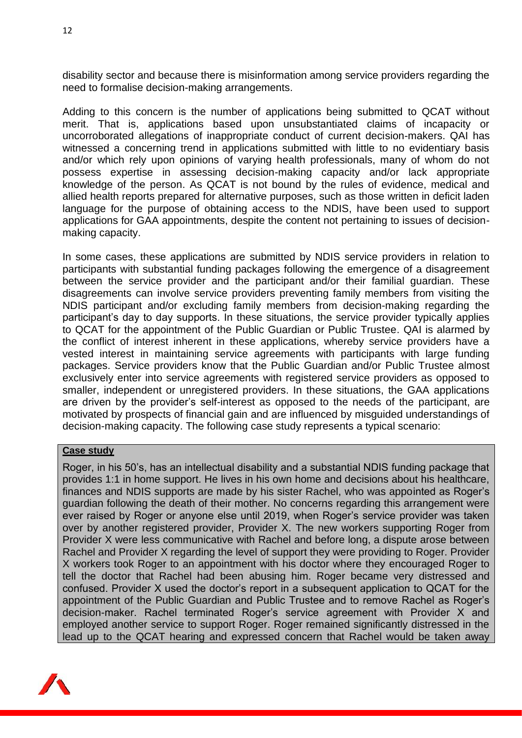disability sector and because there is misinformation among service providers regarding the need to formalise decision-making arrangements.

Adding to this concern is the number of applications being submitted to QCAT without merit. That is, applications based upon unsubstantiated claims of incapacity or uncorroborated allegations of inappropriate conduct of current decision-makers. QAI has witnessed a concerning trend in applications submitted with little to no evidentiary basis and/or which rely upon opinions of varying health professionals, many of whom do not possess expertise in assessing decision-making capacity and/or lack appropriate knowledge of the person. As QCAT is not bound by the rules of evidence, medical and allied health reports prepared for alternative purposes, such as those written in deficit laden language for the purpose of obtaining access to the NDIS, have been used to support applications for GAA appointments, despite the content not pertaining to issues of decision-making capacity.

In some cases, these applications are submitted by NDIS service providers in relation to participants with substantial funding packages following the emergence of a disagreement between the service provider and the participant and/or their familial guardian. These disagreements can involve service providers preventing family members from visiting the NDIS participant and/or excluding family members from decision-making regarding the participant's day to day supports. In these situations, the service provider typically applies to QCAT for the appointment of the Public Guardian or Public Trustee. QAI is alarmed by the conflict of interest inherent in these applications, whereby service providers have a vested interest in maintaining service agreements with participants with large funding packages. Service providers know that the Public Guardian and/or Public Trustee almost exclusively enter into service agreements with registered service providers as opposed to smaller, independent or unregistered providers. In these situations, the GAA applications are driven by the provider's self-interest as opposed to the needs of the participant, are motivated by prospects of financial gain and are influenced by misguided understandings of decision-making capacity. The following case study represents a typical scenario:

> **Case study**
>
> Roger, in his 50's, has an intellectual disability and a substantial NDIS funding package that provides 1:1 in home support. He lives in his own home and decisions about his healthcare, finances and NDIS supports are made by his sister Rachel, who was appointed as Roger's guardian following the death of their mother. No concerns regarding this arrangement were ever raised by Roger or anyone else until 2019, when Roger's service provider was taken over by another registered provider, Provider X. The new workers supporting Roger from Provider X were less communicative with Rachel and before long, a dispute arose between Rachel and Provider X regarding the level of support they were providing to Roger. Provider X workers took Roger to an appointment with his doctor where they encouraged Roger to tell the doctor that Rachel had been abusing him. Roger became very distressed and confused. Provider X used the doctor's report in a subsequent application to QCAT for the appointment of the Public Guardian and Public Trustee and to remove Rachel as Roger's decision-maker. Rachel terminated Roger's service agreement with Provider X and employed another service to support Roger. Roger remained significantly distressed in the lead up to the QCAT hearing and expressed concern that Rachel would be taken away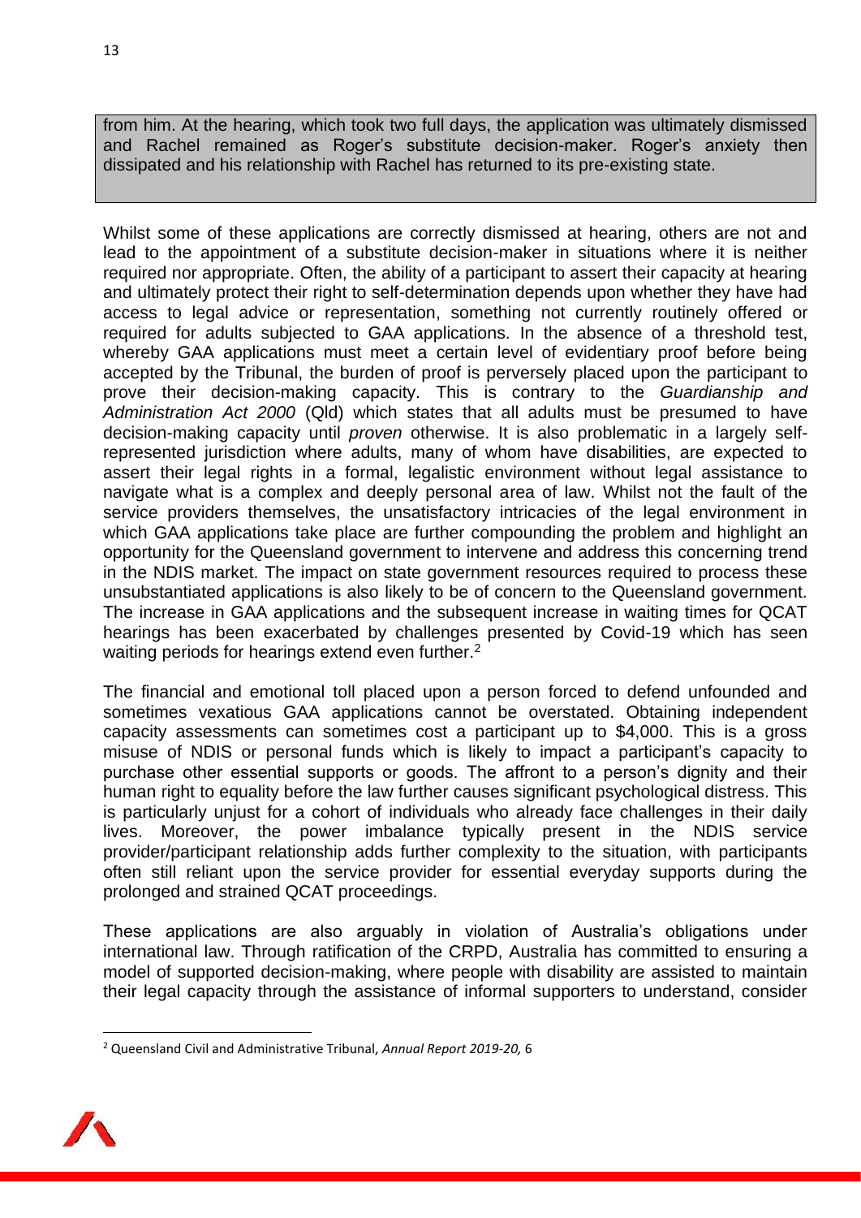from him. At the hearing, which took two full days, the application was ultimately dismissed and Rachel remained as Roger's substitute decision-maker. Roger's anxiety then dissipated and his relationship with Rachel has returned to its pre-existing state.

Whilst some of these applications are correctly dismissed at hearing, others are not and lead to the appointment of a substitute decision-maker in situations where it is neither required nor appropriate. Often, the ability of a participant to assert their capacity at hearing and ultimately protect their right to self-determination depends upon whether they have had access to legal advice or representation, something not currently routinely offered or required for adults subjected to GAA applications. In the absence of a threshold test, whereby GAA applications must meet a certain level of evidentiary proof before being accepted by the Tribunal, the burden of proof is perversely placed upon the participant to prove their decision-making capacity. This is contrary to the *Guardianship and Administration Act 2000* (Qld) which states that all adults must be presumed to have decision-making capacity until *proven* otherwise. It is also problematic in a largely self-represented jurisdiction where adults, many of whom have disabilities, are expected to assert their legal rights in a formal, legalistic environment without legal assistance to navigate what is a complex and deeply personal area of law. Whilst not the fault of the service providers themselves, the unsatisfactory intricacies of the legal environment in which GAA applications take place are further compounding the problem and highlight an opportunity for the Queensland government to intervene and address this concerning trend in the NDIS market. The impact on state government resources required to process these unsubstantiated applications is also likely to be of concern to the Queensland government. The increase in GAA applications and the subsequent increase in waiting times for QCAT hearings has been exacerbated by challenges presented by Covid-19 which has seen waiting periods for hearings extend even further.[2]

The financial and emotional toll placed upon a person forced to defend unfounded and sometimes vexatious GAA applications cannot be overstated. Obtaining independent capacity assessments can sometimes cost a participant up to $4,000. This is a gross misuse of NDIS or personal funds which is likely to impact a participant's capacity to purchase other essential supports or goods. The affront to a person's dignity and their human right to equality before the law further causes significant psychological distress. This is particularly unjust for a cohort of individuals who already face challenges in their daily lives. Moreover, the power imbalance typically present in the NDIS service provider/participant relationship adds further complexity to the situation, with participants often still reliant upon the service provider for essential everyday supports during the prolonged and strained QCAT proceedings.

These applications are also arguably in violation of Australia's obligations under international law. Through ratification of the CRPD, Australia has committed to ensuring a model of supported decision-making, where people with disability are assisted to maintain their legal capacity through the assistance of informal supporters to understand, consider

[2] Queensland Civil and Administrative Tribunal, *Annual Report 2019-20,* 6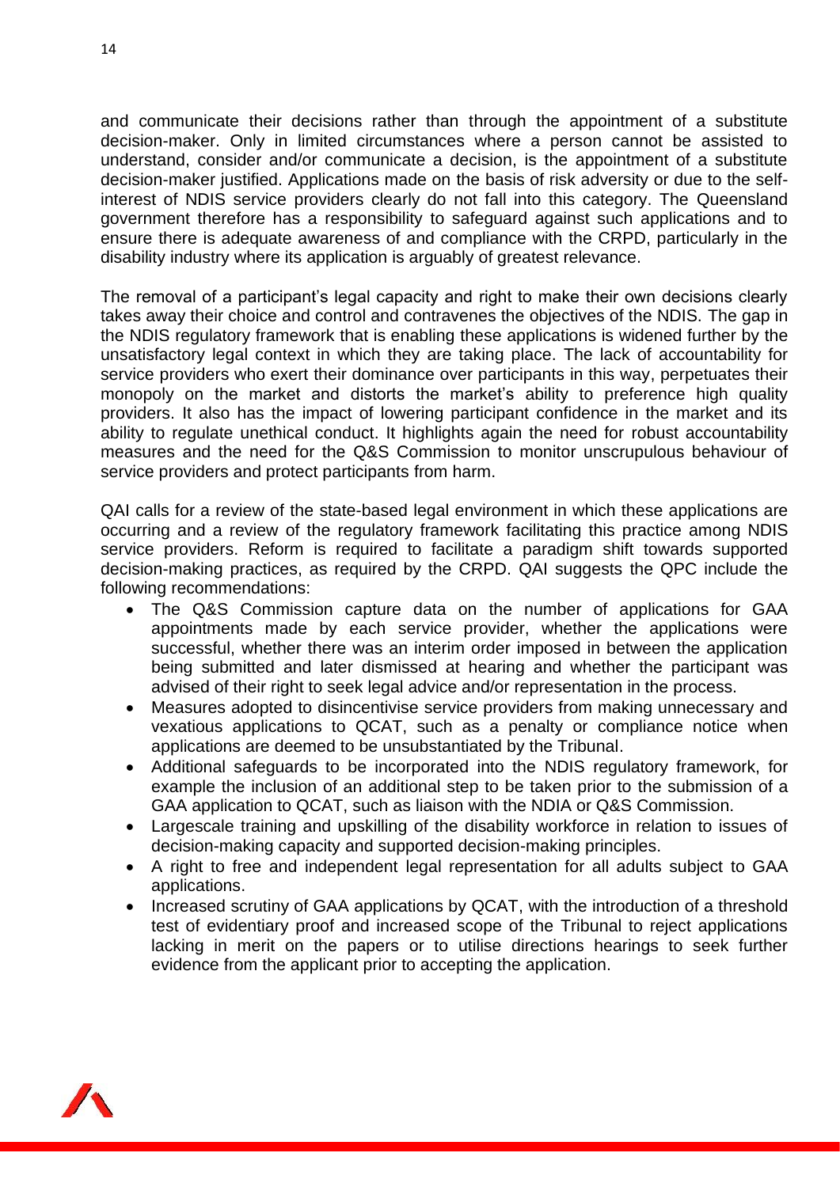and communicate their decisions rather than through the appointment of a substitute decision-maker. Only in limited circumstances where a person cannot be assisted to understand, consider and/or communicate a decision, is the appointment of a substitute decision-maker justified. Applications made on the basis of risk adversity or due to the self-interest of NDIS service providers clearly do not fall into this category. The Queensland government therefore has a responsibility to safeguard against such applications and to ensure there is adequate awareness of and compliance with the CRPD, particularly in the disability industry where its application is arguably of greatest relevance.

The removal of a participant's legal capacity and right to make their own decisions clearly takes away their choice and control and contravenes the objectives of the NDIS. The gap in the NDIS regulatory framework that is enabling these applications is widened further by the unsatisfactory legal context in which they are taking place. The lack of accountability for service providers who exert their dominance over participants in this way, perpetuates their monopoly on the market and distorts the market's ability to preference high quality providers. It also has the impact of lowering participant confidence in the market and its ability to regulate unethical conduct. It highlights again the need for robust accountability measures and the need for the Q&S Commission to monitor unscrupulous behaviour of service providers and protect participants from harm.

QAI calls for a review of the state-based legal environment in which these applications are occurring and a review of the regulatory framework facilitating this practice among NDIS service providers. Reform is required to facilitate a paradigm shift towards supported decision-making practices, as required by the CRPD. QAI suggests the QPC include the following recommendations:

- The Q&S Commission capture data on the number of applications for GAA appointments made by each service provider, whether the applications were successful, whether there was an interim order imposed in between the application being submitted and later dismissed at hearing and whether the participant was advised of their right to seek legal advice and/or representation in the process.
- Measures adopted to disincentivise service providers from making unnecessary and vexatious applications to QCAT, such as a penalty or compliance notice when applications are deemed to be unsubstantiated by the Tribunal.
- Additional safeguards to be incorporated into the NDIS regulatory framework, for example the inclusion of an additional step to be taken prior to the submission of a GAA application to QCAT, such as liaison with the NDIA or Q&S Commission.
- Largescale training and upskilling of the disability workforce in relation to issues of decision-making capacity and supported decision-making principles.
- A right to free and independent legal representation for all adults subject to GAA applications.
- Increased scrutiny of GAA applications by QCAT, with the introduction of a threshold test of evidentiary proof and increased scope of the Tribunal to reject applications lacking in merit on the papers or to utilise directions hearings to seek further evidence from the applicant prior to accepting the application.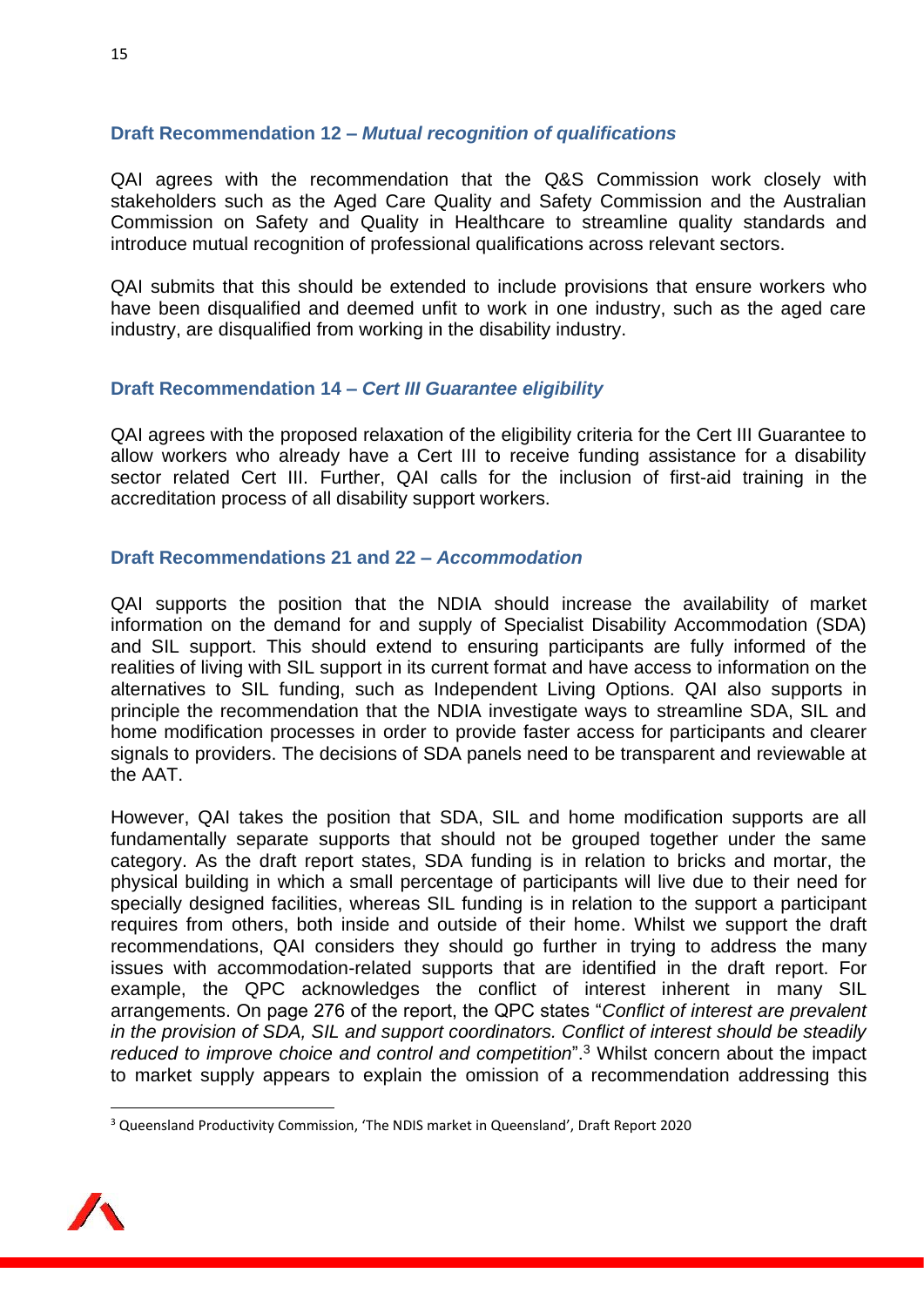### Draft Recommendation 12 – *Mutual recognition of qualifications*

QAI agrees with the recommendation that the Q&S Commission work closely with stakeholders such as the Aged Care Quality and Safety Commission and the Australian Commission on Safety and Quality in Healthcare to streamline quality standards and introduce mutual recognition of professional qualifications across relevant sectors.

QAI submits that this should be extended to include provisions that ensure workers who have been disqualified and deemed unfit to work in one industry, such as the aged care industry, are disqualified from working in the disability industry.

### Draft Recommendation 14 – *Cert III Guarantee eligibility*

QAI agrees with the proposed relaxation of the eligibility criteria for the Cert III Guarantee to allow workers who already have a Cert III to receive funding assistance for a disability sector related Cert III. Further, QAI calls for the inclusion of first-aid training in the accreditation process of all disability support workers.

### Draft Recommendations 21 and 22 – *Accommodation*

QAI supports the position that the NDIA should increase the availability of market information on the demand for and supply of Specialist Disability Accommodation (SDA) and SIL support. This should extend to ensuring participants are fully informed of the realities of living with SIL support in its current format and have access to information on the alternatives to SIL funding, such as Independent Living Options. QAI also supports in principle the recommendation that the NDIA investigate ways to streamline SDA, SIL and home modification processes in order to provide faster access for participants and clearer signals to providers. The decisions of SDA panels need to be transparent and reviewable at the AAT.

However, QAI takes the position that SDA, SIL and home modification supports are all fundamentally separate supports that should not be grouped together under the same category. As the draft report states, SDA funding is in relation to bricks and mortar, the physical building in which a small percentage of participants will live due to their need for specially designed facilities, whereas SIL funding is in relation to the support a participant requires from others, both inside and outside of their home. Whilst we support the draft recommendations, QAI considers they should go further in trying to address the many issues with accommodation-related supports that are identified in the draft report. For example, the QPC acknowledges the conflict of interest inherent in many SIL arrangements. On page 276 of the report, the QPC states "*Conflict of interest are prevalent in the provision of SDA, SIL and support coordinators. Conflict of interest should be steadily reduced to improve choice and control and competition*".[3] Whilst concern about the impact to market supply appears to explain the omission of a recommendation addressing this

---

[3] Queensland Productivity Commission, 'The NDIS market in Queensland', Draft Report 2020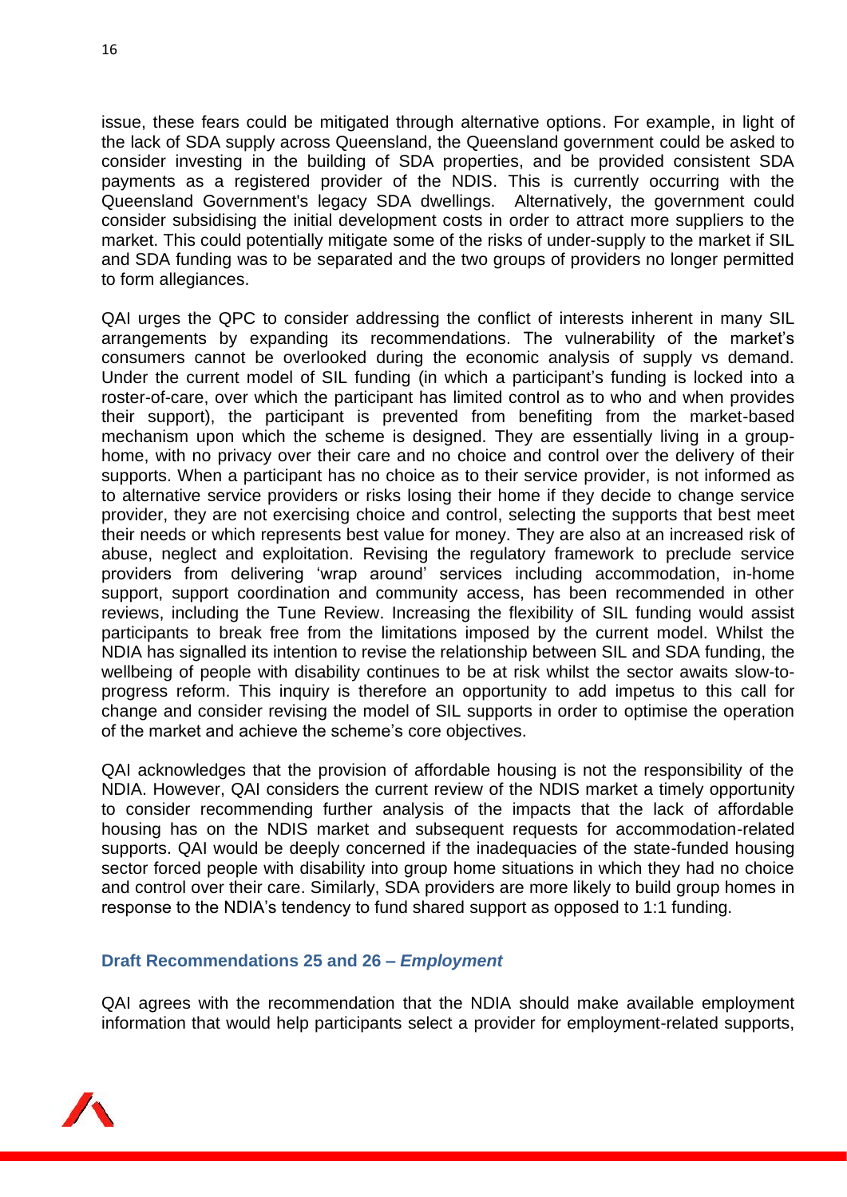issue, these fears could be mitigated through alternative options. For example, in light of the lack of SDA supply across Queensland, the Queensland government could be asked to consider investing in the building of SDA properties, and be provided consistent SDA payments as a registered provider of the NDIS. This is currently occurring with the Queensland Government's legacy SDA dwellings. Alternatively, the government could consider subsidising the initial development costs in order to attract more suppliers to the market. This could potentially mitigate some of the risks of under-supply to the market if SIL and SDA funding was to be separated and the two groups of providers no longer permitted to form allegiances.

QAI urges the QPC to consider addressing the conflict of interests inherent in many SIL arrangements by expanding its recommendations. The vulnerability of the market's consumers cannot be overlooked during the economic analysis of supply vs demand. Under the current model of SIL funding (in which a participant's funding is locked into a roster-of-care, over which the participant has limited control as to who and when provides their support), the participant is prevented from benefiting from the market-based mechanism upon which the scheme is designed. They are essentially living in a group-home, with no privacy over their care and no choice and control over the delivery of their supports. When a participant has no choice as to their service provider, is not informed as to alternative service providers or risks losing their home if they decide to change service provider, they are not exercising choice and control, selecting the supports that best meet their needs or which represents best value for money. They are also at an increased risk of abuse, neglect and exploitation. Revising the regulatory framework to preclude service providers from delivering 'wrap around' services including accommodation, in-home support, support coordination and community access, has been recommended in other reviews, including the Tune Review. Increasing the flexibility of SIL funding would assist participants to break free from the limitations imposed by the current model. Whilst the NDIA has signalled its intention to revise the relationship between SIL and SDA funding, the wellbeing of people with disability continues to be at risk whilst the sector awaits slow-to-progress reform. This inquiry is therefore an opportunity to add impetus to this call for change and consider revising the model of SIL supports in order to optimise the operation of the market and achieve the scheme's core objectives.

QAI acknowledges that the provision of affordable housing is not the responsibility of the NDIA. However, QAI considers the current review of the NDIS market a timely opportunity to consider recommending further analysis of the impacts that the lack of affordable housing has on the NDIS market and subsequent requests for accommodation-related supports. QAI would be deeply concerned if the inadequacies of the state-funded housing sector forced people with disability into group home situations in which they had no choice and control over their care. Similarly, SDA providers are more likely to build group homes in response to the NDIA's tendency to fund shared support as opposed to 1:1 funding.

### Draft Recommendations 25 and 26 – *Employment*

QAI agrees with the recommendation that the NDIA should make available employment information that would help participants select a provider for employment-related supports,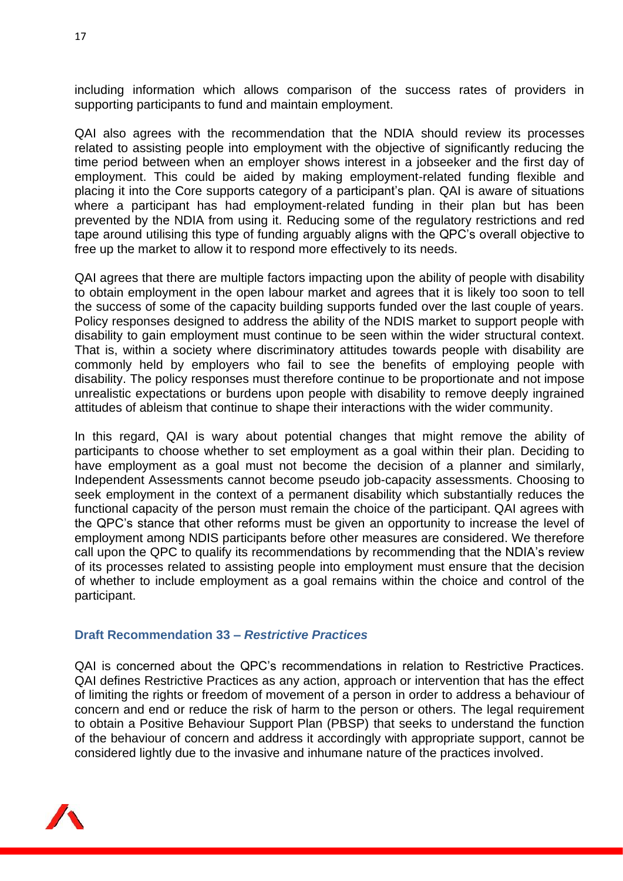including information which allows comparison of the success rates of providers in supporting participants to fund and maintain employment.

QAI also agrees with the recommendation that the NDIA should review its processes related to assisting people into employment with the objective of significantly reducing the time period between when an employer shows interest in a jobseeker and the first day of employment. This could be aided by making employment-related funding flexible and placing it into the Core supports category of a participant's plan. QAI is aware of situations where a participant has had employment-related funding in their plan but has been prevented by the NDIA from using it. Reducing some of the regulatory restrictions and red tape around utilising this type of funding arguably aligns with the QPC's overall objective to free up the market to allow it to respond more effectively to its needs.

QAI agrees that there are multiple factors impacting upon the ability of people with disability to obtain employment in the open labour market and agrees that it is likely too soon to tell the success of some of the capacity building supports funded over the last couple of years. Policy responses designed to address the ability of the NDIS market to support people with disability to gain employment must continue to be seen within the wider structural context. That is, within a society where discriminatory attitudes towards people with disability are commonly held by employers who fail to see the benefits of employing people with disability. The policy responses must therefore continue to be proportionate and not impose unrealistic expectations or burdens upon people with disability to remove deeply ingrained attitudes of ableism that continue to shape their interactions with the wider community.

In this regard, QAI is wary about potential changes that might remove the ability of participants to choose whether to set employment as a goal within their plan. Deciding to have employment as a goal must not become the decision of a planner and similarly, Independent Assessments cannot become pseudo job-capacity assessments. Choosing to seek employment in the context of a permanent disability which substantially reduces the functional capacity of the person must remain the choice of the participant. QAI agrees with the QPC's stance that other reforms must be given an opportunity to increase the level of employment among NDIS participants before other measures are considered. We therefore call upon the QPC to qualify its recommendations by recommending that the NDIA's review of its processes related to assisting people into employment must ensure that the decision of whether to include employment as a goal remains within the choice and control of the participant.

### Draft Recommendation 33 – *Restrictive Practices*

QAI is concerned about the QPC's recommendations in relation to Restrictive Practices. QAI defines Restrictive Practices as any action, approach or intervention that has the effect of limiting the rights or freedom of movement of a person in order to address a behaviour of concern and end or reduce the risk of harm to the person or others. The legal requirement to obtain a Positive Behaviour Support Plan (PBSP) that seeks to understand the function of the behaviour of concern and address it accordingly with appropriate support, cannot be considered lightly due to the invasive and inhumane nature of the practices involved.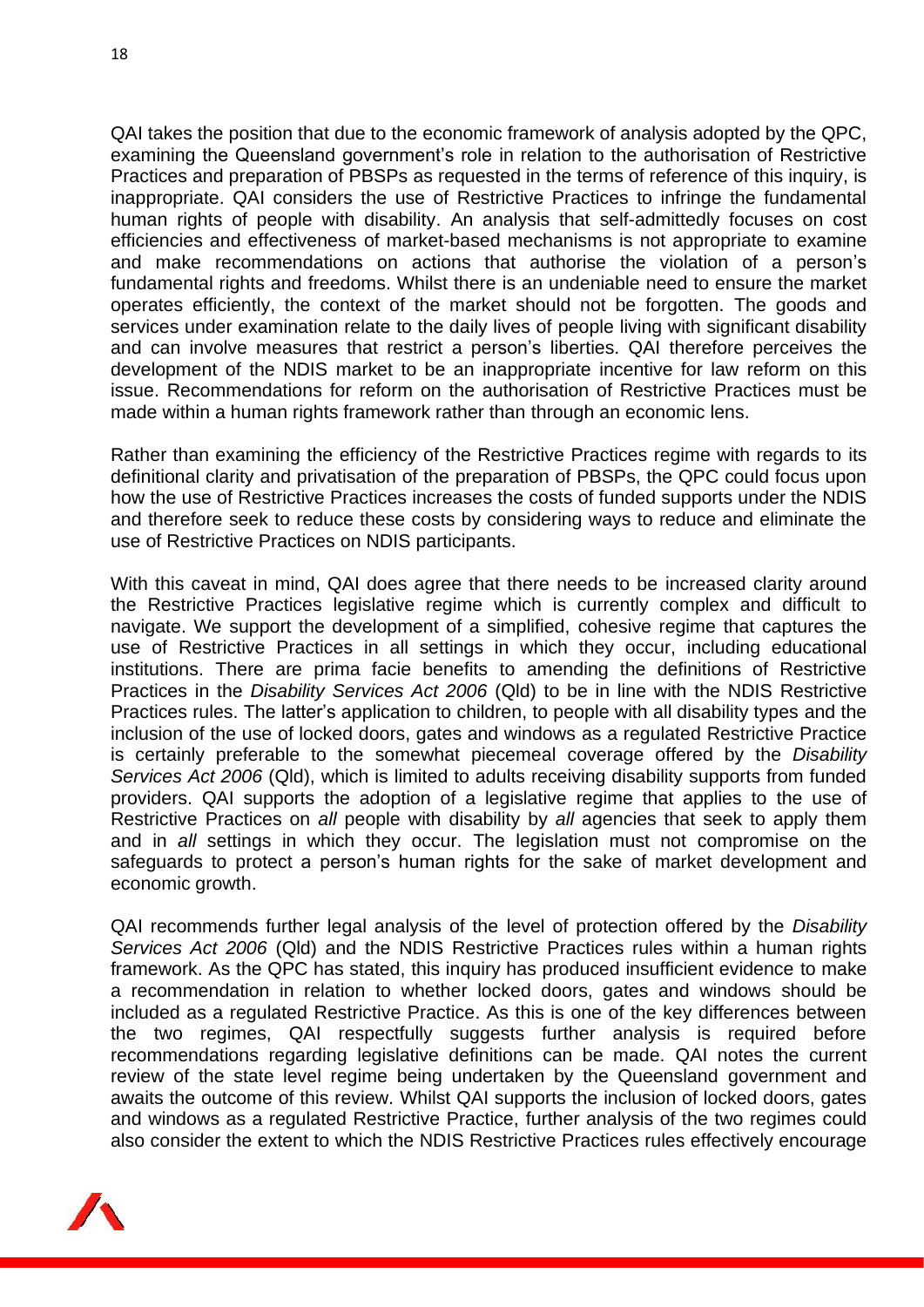QAI takes the position that due to the economic framework of analysis adopted by the QPC, examining the Queensland government's role in relation to the authorisation of Restrictive Practices and preparation of PBSPs as requested in the terms of reference of this inquiry, is inappropriate. QAI considers the use of Restrictive Practices to infringe the fundamental human rights of people with disability. An analysis that self-admittedly focuses on cost efficiencies and effectiveness of market-based mechanisms is not appropriate to examine and make recommendations on actions that authorise the violation of a person's fundamental rights and freedoms. Whilst there is an undeniable need to ensure the market operates efficiently, the context of the market should not be forgotten. The goods and services under examination relate to the daily lives of people living with significant disability and can involve measures that restrict a person's liberties. QAI therefore perceives the development of the NDIS market to be an inappropriate incentive for law reform on this issue. Recommendations for reform on the authorisation of Restrictive Practices must be made within a human rights framework rather than through an economic lens.

Rather than examining the efficiency of the Restrictive Practices regime with regards to its definitional clarity and privatisation of the preparation of PBSPs, the QPC could focus upon how the use of Restrictive Practices increases the costs of funded supports under the NDIS and therefore seek to reduce these costs by considering ways to reduce and eliminate the use of Restrictive Practices on NDIS participants.

With this caveat in mind, QAI does agree that there needs to be increased clarity around the Restrictive Practices legislative regime which is currently complex and difficult to navigate. We support the development of a simplified, cohesive regime that captures the use of Restrictive Practices in all settings in which they occur, including educational institutions. There are prima facie benefits to amending the definitions of Restrictive Practices in the *Disability Services Act 2006* (Qld) to be in line with the NDIS Restrictive Practices rules. The latter's application to children, to people with all disability types and the inclusion of the use of locked doors, gates and windows as a regulated Restrictive Practice is certainly preferable to the somewhat piecemeal coverage offered by the *Disability Services Act 2006* (Qld), which is limited to adults receiving disability supports from funded providers. QAI supports the adoption of a legislative regime that applies to the use of Restrictive Practices on *all* people with disability by *all* agencies that seek to apply them and in *all* settings in which they occur. The legislation must not compromise on the safeguards to protect a person's human rights for the sake of market development and economic growth.

QAI recommends further legal analysis of the level of protection offered by the *Disability Services Act 2006* (Qld) and the NDIS Restrictive Practices rules within a human rights framework. As the QPC has stated, this inquiry has produced insufficient evidence to make a recommendation in relation to whether locked doors, gates and windows should be included as a regulated Restrictive Practice. As this is one of the key differences between the two regimes, QAI respectfully suggests further analysis is required before recommendations regarding legislative definitions can be made. QAI notes the current review of the state level regime being undertaken by the Queensland government and awaits the outcome of this review. Whilst QAI supports the inclusion of locked doors, gates and windows as a regulated Restrictive Practice, further analysis of the two regimes could also consider the extent to which the NDIS Restrictive Practices rules effectively encourage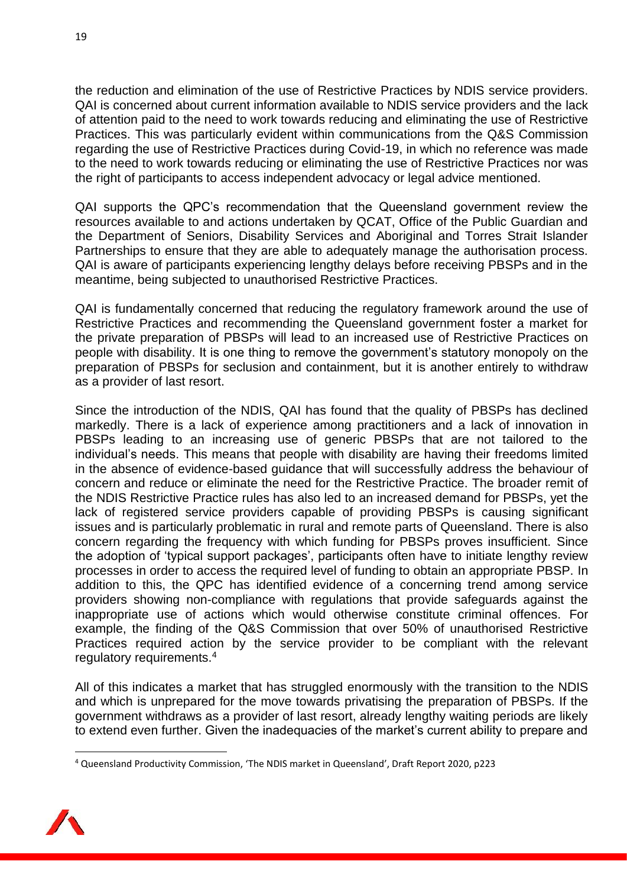the reduction and elimination of the use of Restrictive Practices by NDIS service providers. QAI is concerned about current information available to NDIS service providers and the lack of attention paid to the need to work towards reducing and eliminating the use of Restrictive Practices. This was particularly evident within communications from the Q&S Commission regarding the use of Restrictive Practices during Covid-19, in which no reference was made to the need to work towards reducing or eliminating the use of Restrictive Practices nor was the right of participants to access independent advocacy or legal advice mentioned.

QAI supports the QPC's recommendation that the Queensland government review the resources available to and actions undertaken by QCAT, Office of the Public Guardian and the Department of Seniors, Disability Services and Aboriginal and Torres Strait Islander Partnerships to ensure that they are able to adequately manage the authorisation process. QAI is aware of participants experiencing lengthy delays before receiving PBSPs and in the meantime, being subjected to unauthorised Restrictive Practices.

QAI is fundamentally concerned that reducing the regulatory framework around the use of Restrictive Practices and recommending the Queensland government foster a market for the private preparation of PBSPs will lead to an increased use of Restrictive Practices on people with disability. It is one thing to remove the government's statutory monopoly on the preparation of PBSPs for seclusion and containment, but it is another entirely to withdraw as a provider of last resort.

Since the introduction of the NDIS, QAI has found that the quality of PBSPs has declined markedly. There is a lack of experience among practitioners and a lack of innovation in PBSPs leading to an increasing use of generic PBSPs that are not tailored to the individual's needs. This means that people with disability are having their freedoms limited in the absence of evidence-based guidance that will successfully address the behaviour of concern and reduce or eliminate the need for the Restrictive Practice. The broader remit of the NDIS Restrictive Practice rules has also led to an increased demand for PBSPs, yet the lack of registered service providers capable of providing PBSPs is causing significant issues and is particularly problematic in rural and remote parts of Queensland. There is also concern regarding the frequency with which funding for PBSPs proves insufficient. Since the adoption of 'typical support packages', participants often have to initiate lengthy review processes in order to access the required level of funding to obtain an appropriate PBSP. In addition to this, the QPC has identified evidence of a concerning trend among service providers showing non-compliance with regulations that provide safeguards against the inappropriate use of actions which would otherwise constitute criminal offences. For example, the finding of the Q&S Commission that over 50% of unauthorised Restrictive Practices required action by the service provider to be compliant with the relevant regulatory requirements.[4]

All of this indicates a market that has struggled enormously with the transition to the NDIS and which is unprepared for the move towards privatising the preparation of PBSPs. If the government withdraws as a provider of last resort, already lengthy waiting periods are likely to extend even further. Given the inadequacies of the market's current ability to prepare and

[4] Queensland Productivity Commission, 'The NDIS market in Queensland', Draft Report 2020, p223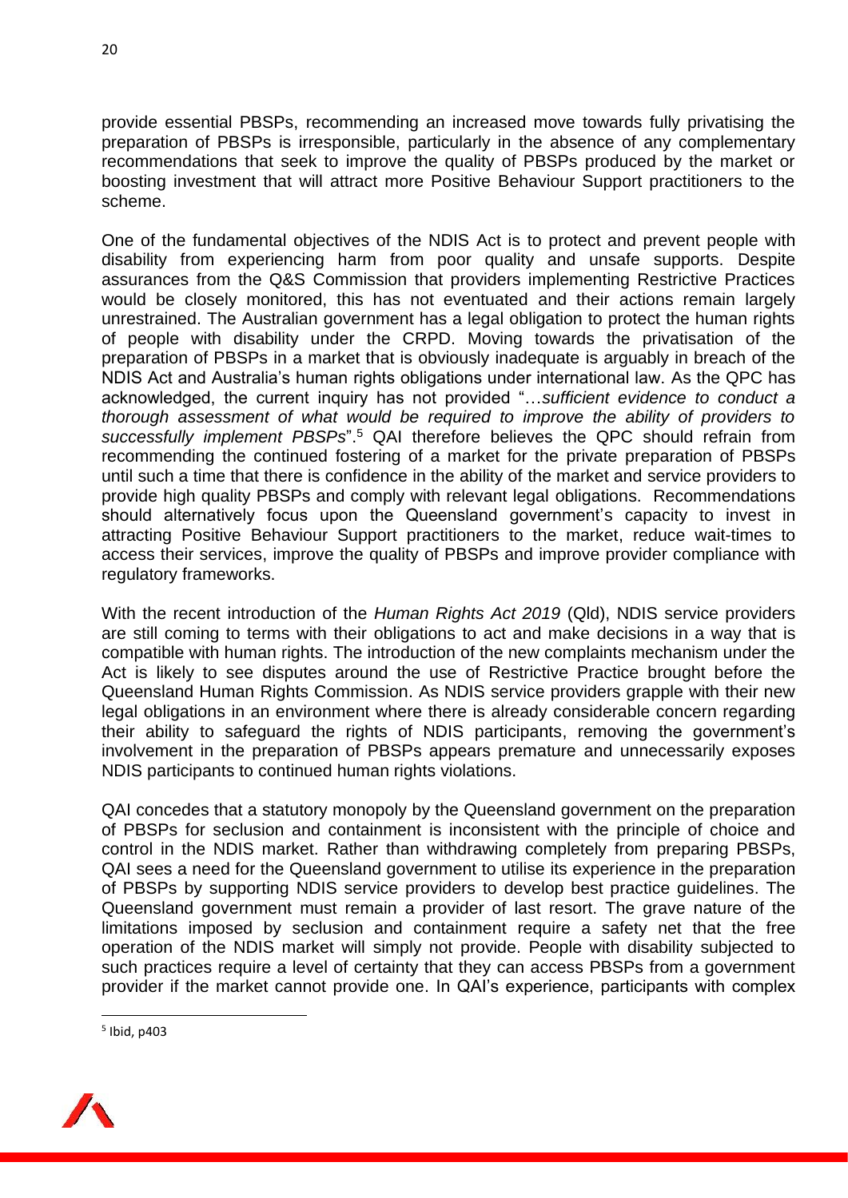provide essential PBSPs, recommending an increased move towards fully privatising the preparation of PBSPs is irresponsible, particularly in the absence of any complementary recommendations that seek to improve the quality of PBSPs produced by the market or boosting investment that will attract more Positive Behaviour Support practitioners to the scheme.

One of the fundamental objectives of the NDIS Act is to protect and prevent people with disability from experiencing harm from poor quality and unsafe supports. Despite assurances from the Q&S Commission that providers implementing Restrictive Practices would be closely monitored, this has not eventuated and their actions remain largely unrestrained. The Australian government has a legal obligation to protect the human rights of people with disability under the CRPD. Moving towards the privatisation of the preparation of PBSPs in a market that is obviously inadequate is arguably in breach of the NDIS Act and Australia's human rights obligations under international law. As the QPC has acknowledged, the current inquiry has not provided "…*sufficient evidence to conduct a thorough assessment of what would be required to improve the ability of providers to successfully implement PBSPs*".[5] QAI therefore believes the QPC should refrain from recommending the continued fostering of a market for the private preparation of PBSPs until such a time that there is confidence in the ability of the market and service providers to provide high quality PBSPs and comply with relevant legal obligations. Recommendations should alternatively focus upon the Queensland government's capacity to invest in attracting Positive Behaviour Support practitioners to the market, reduce wait-times to access their services, improve the quality of PBSPs and improve provider compliance with regulatory frameworks.

With the recent introduction of the *Human Rights Act 2019* (Qld), NDIS service providers are still coming to terms with their obligations to act and make decisions in a way that is compatible with human rights. The introduction of the new complaints mechanism under the Act is likely to see disputes around the use of Restrictive Practice brought before the Queensland Human Rights Commission. As NDIS service providers grapple with their new legal obligations in an environment where there is already considerable concern regarding their ability to safeguard the rights of NDIS participants, removing the government's involvement in the preparation of PBSPs appears premature and unnecessarily exposes NDIS participants to continued human rights violations.

QAI concedes that a statutory monopoly by the Queensland government on the preparation of PBSPs for seclusion and containment is inconsistent with the principle of choice and control in the NDIS market. Rather than withdrawing completely from preparing PBSPs, QAI sees a need for the Queensland government to utilise its experience in the preparation of PBSPs by supporting NDIS service providers to develop best practice guidelines. The Queensland government must remain a provider of last resort. The grave nature of the limitations imposed by seclusion and containment require a safety net that the free operation of the NDIS market will simply not provide. People with disability subjected to such practices require a level of certainty that they can access PBSPs from a government provider if the market cannot provide one. In QAI's experience, participants with complex

[5] Ibid, p403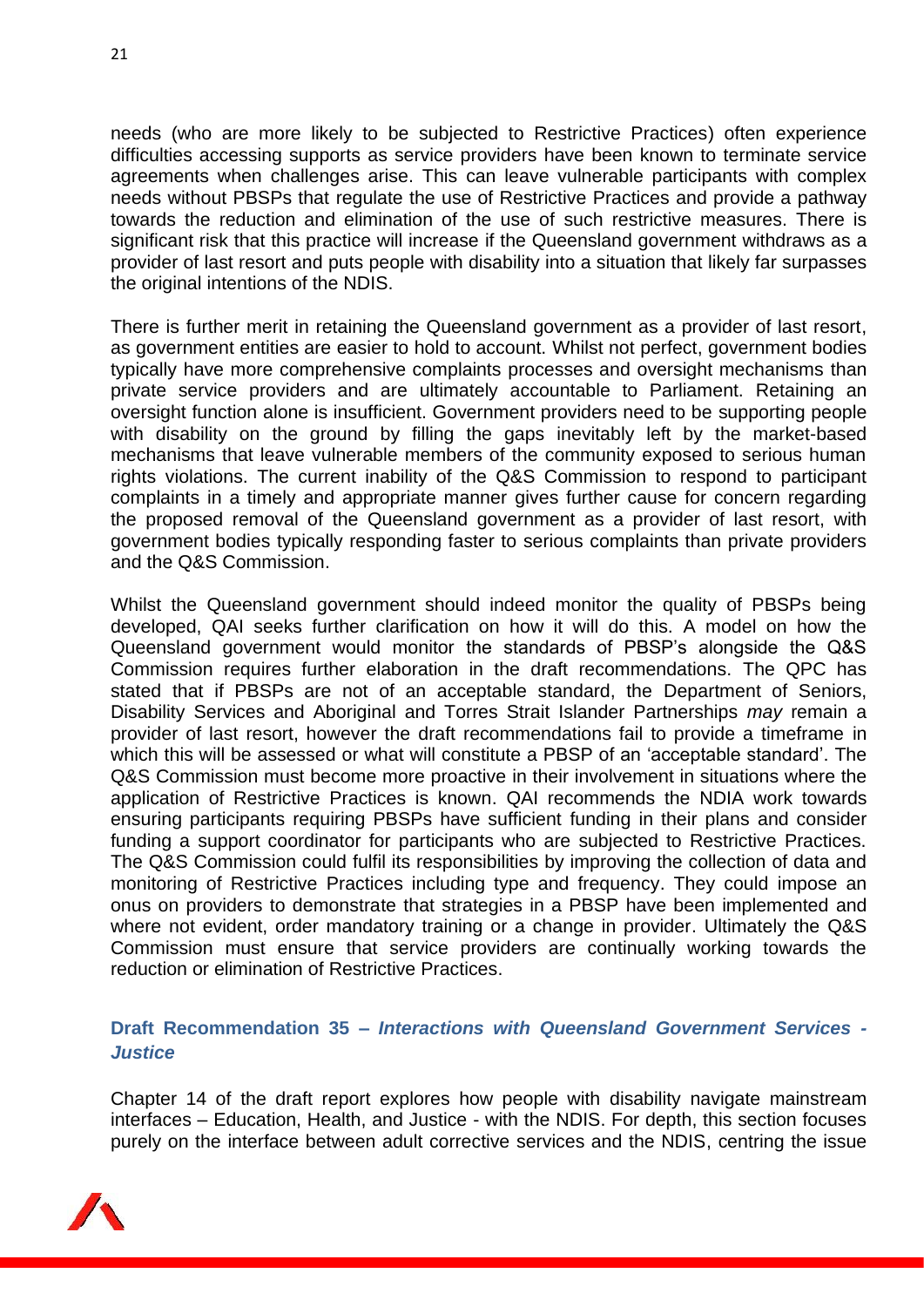needs (who are more likely to be subjected to Restrictive Practices) often experience difficulties accessing supports as service providers have been known to terminate service agreements when challenges arise. This can leave vulnerable participants with complex needs without PBSPs that regulate the use of Restrictive Practices and provide a pathway towards the reduction and elimination of the use of such restrictive measures. There is significant risk that this practice will increase if the Queensland government withdraws as a provider of last resort and puts people with disability into a situation that likely far surpasses the original intentions of the NDIS.

There is further merit in retaining the Queensland government as a provider of last resort, as government entities are easier to hold to account. Whilst not perfect, government bodies typically have more comprehensive complaints processes and oversight mechanisms than private service providers and are ultimately accountable to Parliament. Retaining an oversight function alone is insufficient. Government providers need to be supporting people with disability on the ground by filling the gaps inevitably left by the market-based mechanisms that leave vulnerable members of the community exposed to serious human rights violations. The current inability of the Q&S Commission to respond to participant complaints in a timely and appropriate manner gives further cause for concern regarding the proposed removal of the Queensland government as a provider of last resort, with government bodies typically responding faster to serious complaints than private providers and the Q&S Commission.

Whilst the Queensland government should indeed monitor the quality of PBSPs being developed, QAI seeks further clarification on how it will do this. A model on how the Queensland government would monitor the standards of PBSP's alongside the Q&S Commission requires further elaboration in the draft recommendations. The QPC has stated that if PBSPs are not of an acceptable standard, the Department of Seniors, Disability Services and Aboriginal and Torres Strait Islander Partnerships *may* remain a provider of last resort, however the draft recommendations fail to provide a timeframe in which this will be assessed or what will constitute a PBSP of an 'acceptable standard'. The Q&S Commission must become more proactive in their involvement in situations where the application of Restrictive Practices is known. QAI recommends the NDIA work towards ensuring participants requiring PBSPs have sufficient funding in their plans and consider funding a support coordinator for participants who are subjected to Restrictive Practices. The Q&S Commission could fulfil its responsibilities by improving the collection of data and monitoring of Restrictive Practices including type and frequency. They could impose an onus on providers to demonstrate that strategies in a PBSP have been implemented and where not evident, order mandatory training or a change in provider. Ultimately the Q&S Commission must ensure that service providers are continually working towards the reduction or elimination of Restrictive Practices.

### Draft Recommendation 35 – *Interactions with Queensland Government Services - Justice*

Chapter 14 of the draft report explores how people with disability navigate mainstream interfaces – Education, Health, and Justice - with the NDIS. For depth, this section focuses purely on the interface between adult corrective services and the NDIS, centring the issue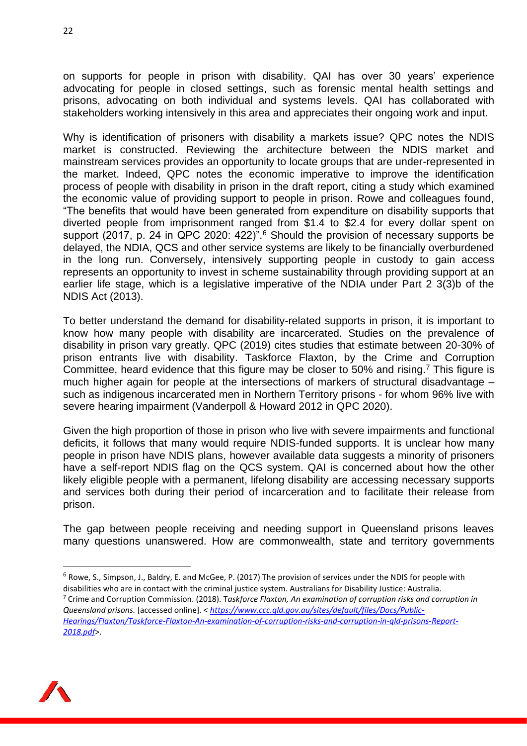on supports for people in prison with disability. QAI has over 30 years' experience advocating for people in closed settings, such as forensic mental health settings and prisons, advocating on both individual and systems levels. QAI has collaborated with stakeholders working intensively in this area and appreciates their ongoing work and input.

Why is identification of prisoners with disability a markets issue? QPC notes the NDIS market is constructed. Reviewing the architecture between the NDIS market and mainstream services provides an opportunity to locate groups that are under-represented in the market. Indeed, QPC notes the economic imperative to improve the identification process of people with disability in prison in the draft report, citing a study which examined the economic value of providing support to people in prison. Rowe and colleagues found, "The benefits that would have been generated from expenditure on disability supports that diverted people from imprisonment ranged from $1.4 to $2.4 for every dollar spent on support (2017, p. 24 in QPC 2020: 422)".[6] Should the provision of necessary supports be delayed, the NDIA, QCS and other service systems are likely to be financially overburdened in the long run. Conversely, intensively supporting people in custody to gain access represents an opportunity to invest in scheme sustainability through providing support at an earlier life stage, which is a legislative imperative of the NDIA under Part 2 3(3)b of the NDIS Act (2013).

To better understand the demand for disability-related supports in prison, it is important to know how many people with disability are incarcerated. Studies on the prevalence of disability in prison vary greatly. QPC (2019) cites studies that estimate between 20-30% of prison entrants live with disability. Taskforce Flaxton, by the Crime and Corruption Committee, heard evidence that this figure may be closer to 50% and rising.[7] This figure is much higher again for people at the intersections of markers of structural disadvantage – such as indigenous incarcerated men in Northern Territory prisons - for whom 96% live with severe hearing impairment (Vanderpoll & Howard 2012 in QPC 2020).

Given the high proportion of those in prison who live with severe impairments and functional deficits, it follows that many would require NDIS-funded supports. It is unclear how many people in prison have NDIS plans, however available data suggests a minority of prisoners have a self-report NDIS flag on the QCS system. QAI is concerned about how the other likely eligible people with a permanent, lifelong disability are accessing necessary supports and services both during their period of incarceration and to facilitate their release from prison.

The gap between people receiving and needing support in Queensland prisons leaves many questions unanswered. How are commonwealth, state and territory governments

---

[6] Rowe, S., Simpson, J., Baldry, E. and McGee, P. (2017) The provision of services under the NDIS for people with disabilities who are in contact with the criminal justice system. Australians for Disability Justice: Australia.

[7] Crime and Corruption Commission. (2018). T*askforce Flaxton, An examination of corruption risks and corruption in Queensland prisons.* [accessed online]. < *https://www.ccc.qld.gov.au/sites/default/files/Docs/Public-Hearings/Flaxton/Taskforce-Flaxton-An-examination-of-corruption-risks-and-corruption-in-qld-prisons-Report-2018.pdf*>.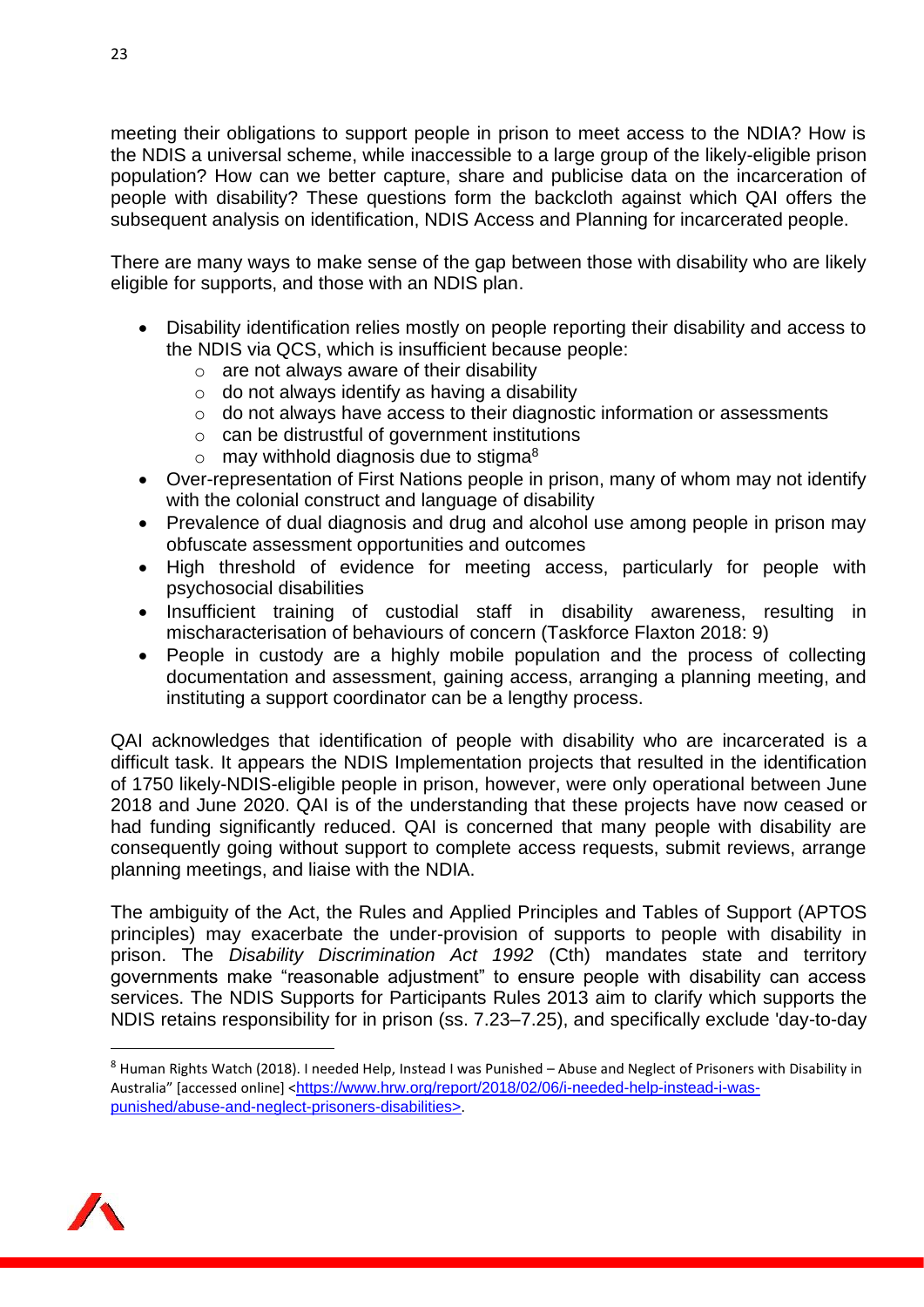meeting their obligations to support people in prison to meet access to the NDIA? How is the NDIS a universal scheme, while inaccessible to a large group of the likely-eligible prison population? How can we better capture, share and publicise data on the incarceration of people with disability? These questions form the backcloth against which QAI offers the subsequent analysis on identification, NDIS Access and Planning for incarcerated people.

There are many ways to make sense of the gap between those with disability who are likely eligible for supports, and those with an NDIS plan.

- Disability identification relies mostly on people reporting their disability and access to the NDIS via QCS, which is insufficient because people:
  - are not always aware of their disability
  - do not always identify as having a disability
  - do not always have access to their diagnostic information or assessments
  - can be distrustful of government institutions
  - may withhold diagnosis due to stigma[8]
- Over-representation of First Nations people in prison, many of whom may not identify with the colonial construct and language of disability
- Prevalence of dual diagnosis and drug and alcohol use among people in prison may obfuscate assessment opportunities and outcomes
- High threshold of evidence for meeting access, particularly for people with psychosocial disabilities
- Insufficient training of custodial staff in disability awareness, resulting in mischaracterisation of behaviours of concern (Taskforce Flaxton 2018: 9)
- People in custody are a highly mobile population and the process of collecting documentation and assessment, gaining access, arranging a planning meeting, and instituting a support coordinator can be a lengthy process.

QAI acknowledges that identification of people with disability who are incarcerated is a difficult task. It appears the NDIS Implementation projects that resulted in the identification of 1750 likely-NDIS-eligible people in prison, however, were only operational between June 2018 and June 2020. QAI is of the understanding that these projects have now ceased or had funding significantly reduced. QAI is concerned that many people with disability are consequently going without support to complete access requests, submit reviews, arrange planning meetings, and liaise with the NDIA.

The ambiguity of the Act, the Rules and Applied Principles and Tables of Support (APTOS principles) may exacerbate the under-provision of supports to people with disability in prison. The *Disability Discrimination Act 1992* (Cth) mandates state and territory governments make "reasonable adjustment" to ensure people with disability can access services. The NDIS Supports for Participants Rules 2013 aim to clarify which supports the NDIS retains responsibility for in prison (ss. 7.23–7.25), and specifically exclude 'day-to-day

---

[8] Human Rights Watch (2018). I needed Help, Instead I was Punished – Abuse and Neglect of Prisoners with Disability in Australia" [accessed online] <https://www.hrw.org/report/2018/02/06/i-needed-help-instead-i-was-punished/abuse-and-neglect-prisoners-disabilities>.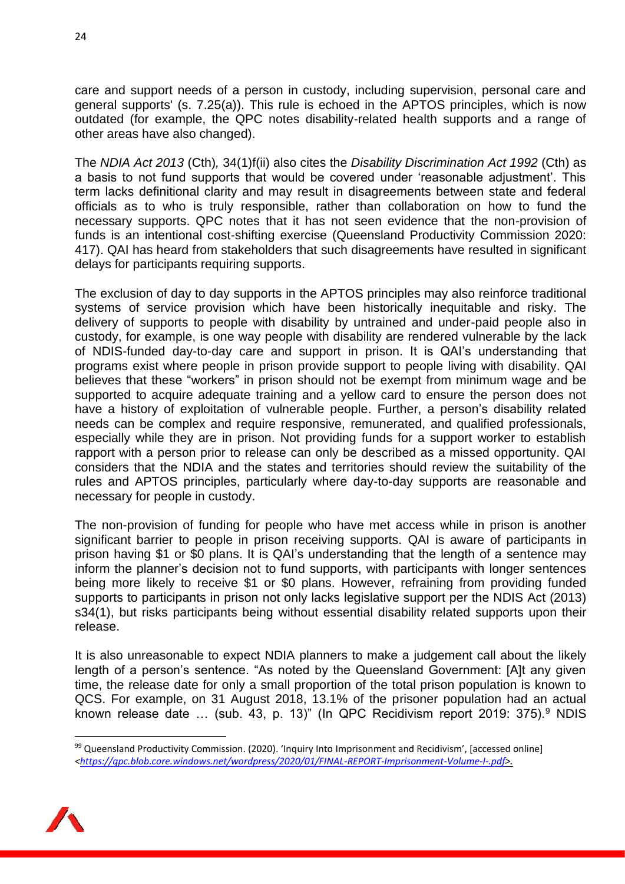care and support needs of a person in custody, including supervision, personal care and general supports' (s. 7.25(a)). This rule is echoed in the APTOS principles, which is now outdated (for example, the QPC notes disability-related health supports and a range of other areas have also changed).

The *NDIA Act 2013* (Cth)*,* 34(1)f(ii) also cites the *Disability Discrimination Act 1992* (Cth) as a basis to not fund supports that would be covered under 'reasonable adjustment'. This term lacks definitional clarity and may result in disagreements between state and federal officials as to who is truly responsible, rather than collaboration on how to fund the necessary supports. QPC notes that it has not seen evidence that the non-provision of funds is an intentional cost-shifting exercise (Queensland Productivity Commission 2020: 417). QAI has heard from stakeholders that such disagreements have resulted in significant delays for participants requiring supports.

The exclusion of day to day supports in the APTOS principles may also reinforce traditional systems of service provision which have been historically inequitable and risky. The delivery of supports to people with disability by untrained and under-paid people also in custody, for example, is one way people with disability are rendered vulnerable by the lack of NDIS-funded day-to-day care and support in prison. It is QAI's understanding that programs exist where people in prison provide support to people living with disability. QAI believes that these "workers" in prison should not be exempt from minimum wage and be supported to acquire adequate training and a yellow card to ensure the person does not have a history of exploitation of vulnerable people. Further, a person's disability related needs can be complex and require responsive, remunerated, and qualified professionals, especially while they are in prison. Not providing funds for a support worker to establish rapport with a person prior to release can only be described as a missed opportunity. QAI considers that the NDIA and the states and territories should review the suitability of the rules and APTOS principles, particularly where day-to-day supports are reasonable and necessary for people in custody.

The non-provision of funding for people who have met access while in prison is another significant barrier to people in prison receiving supports. QAI is aware of participants in prison having $1 or $0 plans. It is QAI's understanding that the length of a sentence may inform the planner's decision not to fund supports, with participants with longer sentences being more likely to receive $1 or $0 plans. However, refraining from providing funded supports to participants in prison not only lacks legislative support per the NDIS Act (2013) s34(1), but risks participants being without essential disability related supports upon their release.

It is also unreasonable to expect NDIA planners to make a judgement call about the likely length of a person's sentence. "As noted by the Queensland Government: [A]t any given time, the release date for only a small proportion of the total prison population is known to QCS. For example, on 31 August 2018, 13.1% of the prisoner population had an actual known release date … (sub. 43, p. 13)" (In QPC Recidivism report 2019: 375).[9] NDIS

[9] Queensland Productivity Commission. (2020). 'Inquiry Into Imprisonment and Recidivism', [accessed online] <https://qpc.blob.core.windows.net/wordpress/2020/01/FINAL-REPORT-Imprisonment-Volume-I-.pdf>.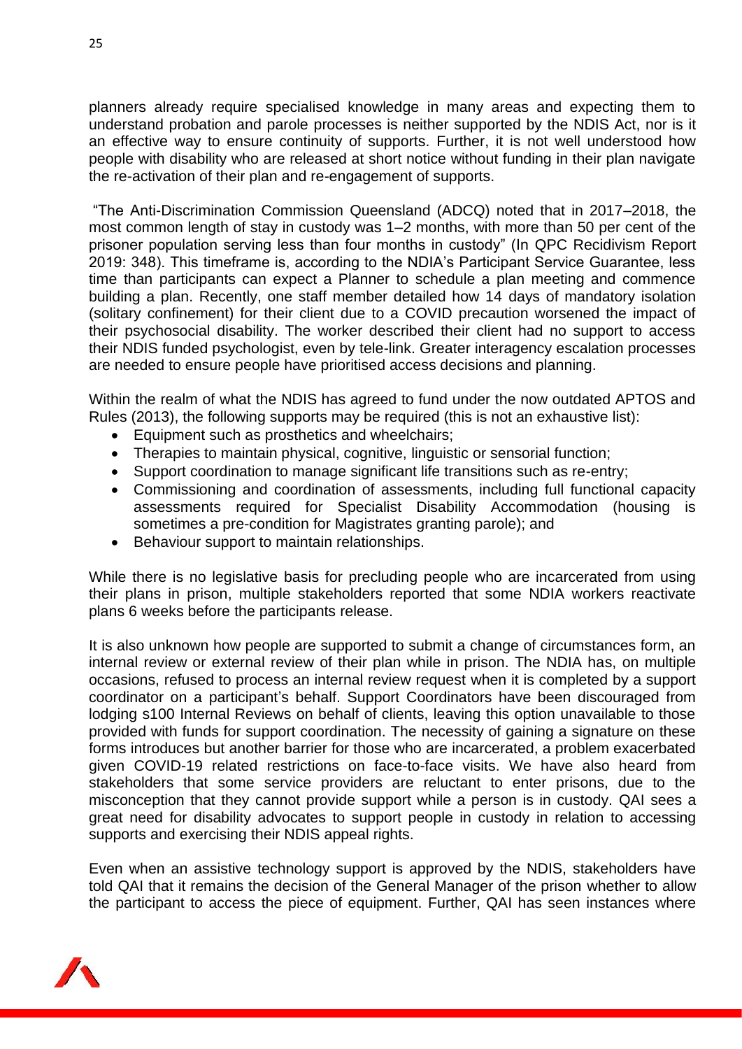planners already require specialised knowledge in many areas and expecting them to understand probation and parole processes is neither supported by the NDIS Act, nor is it an effective way to ensure continuity of supports. Further, it is not well understood how people with disability who are released at short notice without funding in their plan navigate the re-activation of their plan and re-engagement of supports.

"The Anti-Discrimination Commission Queensland (ADCQ) noted that in 2017–2018, the most common length of stay in custody was 1–2 months, with more than 50 per cent of the prisoner population serving less than four months in custody" (In QPC Recidivism Report 2019: 348). This timeframe is, according to the NDIA's Participant Service Guarantee, less time than participants can expect a Planner to schedule a plan meeting and commence building a plan. Recently, one staff member detailed how 14 days of mandatory isolation (solitary confinement) for their client due to a COVID precaution worsened the impact of their psychosocial disability. The worker described their client had no support to access their NDIS funded psychologist, even by tele-link. Greater interagency escalation processes are needed to ensure people have prioritised access decisions and planning.

Within the realm of what the NDIS has agreed to fund under the now outdated APTOS and Rules (2013), the following supports may be required (this is not an exhaustive list):

- Equipment such as prosthetics and wheelchairs;
- Therapies to maintain physical, cognitive, linguistic or sensorial function;
- Support coordination to manage significant life transitions such as re-entry;
- Commissioning and coordination of assessments, including full functional capacity assessments required for Specialist Disability Accommodation (housing is sometimes a pre-condition for Magistrates granting parole); and
- Behaviour support to maintain relationships.

While there is no legislative basis for precluding people who are incarcerated from using their plans in prison, multiple stakeholders reported that some NDIA workers reactivate plans 6 weeks before the participants release.

It is also unknown how people are supported to submit a change of circumstances form, an internal review or external review of their plan while in prison. The NDIA has, on multiple occasions, refused to process an internal review request when it is completed by a support coordinator on a participant's behalf. Support Coordinators have been discouraged from lodging s100 Internal Reviews on behalf of clients, leaving this option unavailable to those provided with funds for support coordination. The necessity of gaining a signature on these forms introduces but another barrier for those who are incarcerated, a problem exacerbated given COVID-19 related restrictions on face-to-face visits. We have also heard from stakeholders that some service providers are reluctant to enter prisons, due to the misconception that they cannot provide support while a person is in custody. QAI sees a great need for disability advocates to support people in custody in relation to accessing supports and exercising their NDIS appeal rights.

Even when an assistive technology support is approved by the NDIS, stakeholders have told QAI that it remains the decision of the General Manager of the prison whether to allow the participant to access the piece of equipment. Further, QAI has seen instances where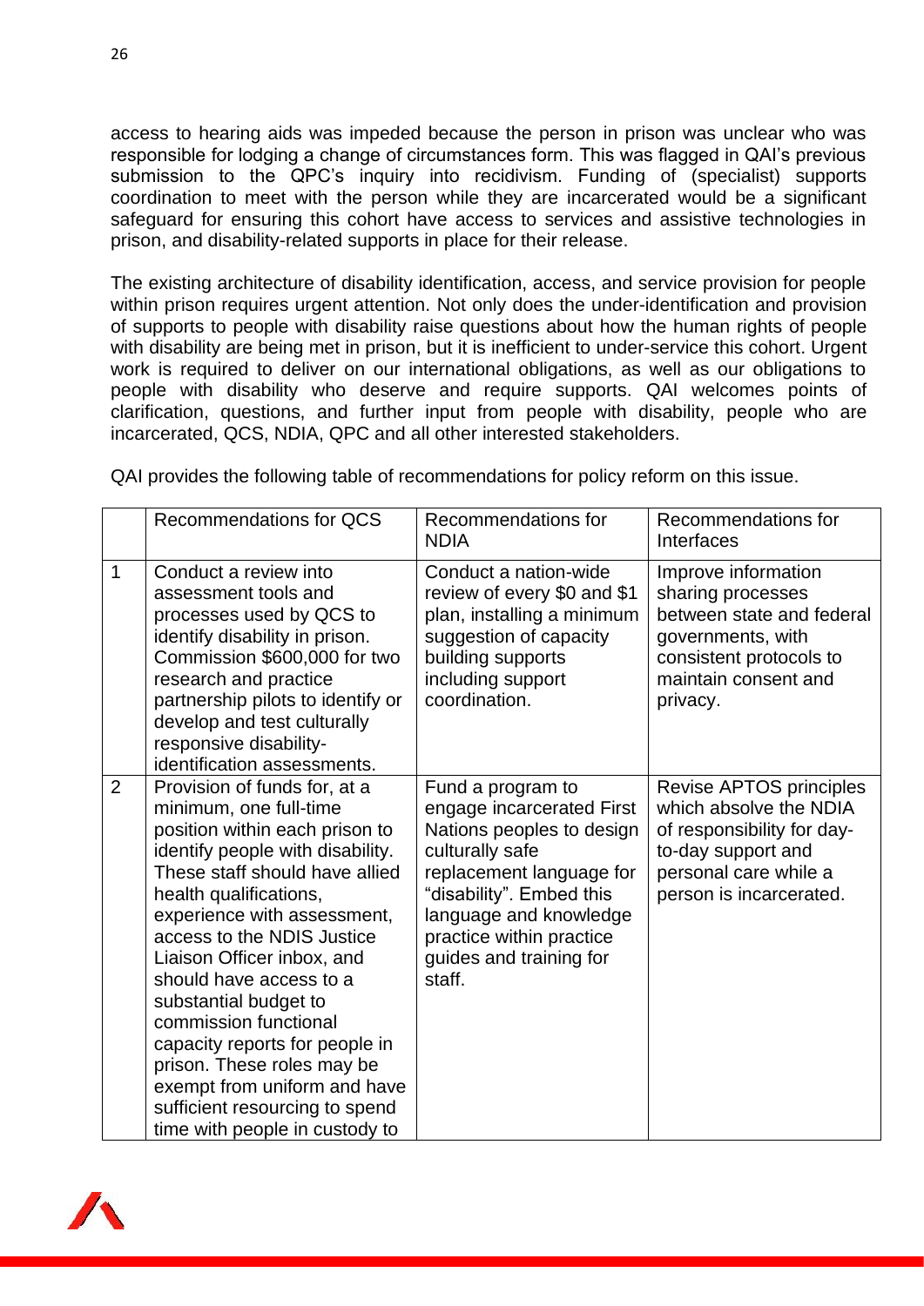access to hearing aids was impeded because the person in prison was unclear who was responsible for lodging a change of circumstances form. This was flagged in QAI's previous submission to the QPC's inquiry into recidivism. Funding of (specialist) supports coordination to meet with the person while they are incarcerated would be a significant safeguard for ensuring this cohort have access to services and assistive technologies in prison, and disability-related supports in place for their release.

The existing architecture of disability identification, access, and service provision for people within prison requires urgent attention. Not only does the under-identification and provision of supports to people with disability raise questions about how the human rights of people with disability are being met in prison, but it is inefficient to under-service this cohort. Urgent work is required to deliver on our international obligations, as well as our obligations to people with disability who deserve and require supports. QAI welcomes points of clarification, questions, and further input from people with disability, people who are incarcerated, QCS, NDIA, QPC and all other interested stakeholders.

QAI provides the following table of recommendations for policy reform on this issue.

| | Recommendations for QCS | Recommendations for NDIA | Recommendations for Interfaces |
|---|---|---|---|
| 1 | Conduct a review into assessment tools and processes used by QCS to identify disability in prison. Commission $600,000 for two research and practice partnership pilots to identify or develop and test culturally responsive disability-identification assessments. | Conduct a nation-wide review of every $0 and $1 plan, installing a minimum suggestion of capacity building supports including support coordination. | Improve information sharing processes between state and federal governments, with consistent protocols to maintain consent and privacy. |
| 2 | Provision of funds for, at a minimum, one full-time position within each prison to identify people with disability. These staff should have allied health qualifications, experience with assessment, access to the NDIS Justice Liaison Officer inbox, and should have access to a substantial budget to commission functional capacity reports for people in prison. These roles may be exempt from uniform and have sufficient resourcing to spend time with people in custody to | Fund a program to engage incarcerated First Nations peoples to design culturally safe replacement language for "disability". Embed this language and knowledge practice within practice guides and training for staff. | Revise APTOS principles which absolve the NDIA of responsibility for day-to-day support and personal care while a person is incarcerated. |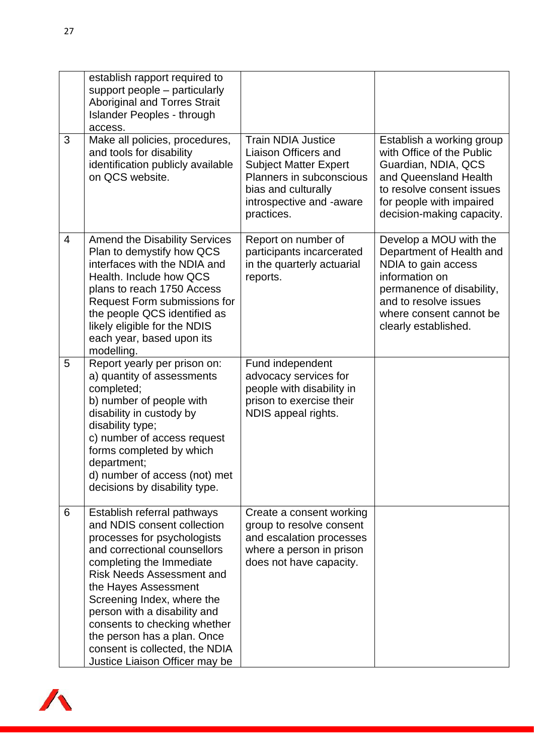| | | | |
|---|---|---|---|
| | establish rapport required to support people – particularly Aboriginal and Torres Strait Islander Peoples - through access. | | |
| 3 | Make all policies, procedures, and tools for disability identification publicly available on QCS website. | Train NDIA Justice Liaison Officers and Subject Matter Expert Planners in subconscious bias and culturally introspective and -aware practices. | Establish a working group with Office of the Public Guardian, NDIA, QCS and Queensland Health to resolve consent issues for people with impaired decision-making capacity. |
| 4 | Amend the Disability Services Plan to demystify how QCS interfaces with the NDIA and Health. Include how QCS plans to reach 1750 Access Request Form submissions for the people QCS identified as likely eligible for the NDIS each year, based upon its modelling. | Report on number of participants incarcerated in the quarterly actuarial reports. | Develop a MOU with the Department of Health and NDIA to gain access information on permanence of disability, and to resolve issues where consent cannot be clearly established. |
| 5 | Report yearly per prison on:<br>a) quantity of assessments completed;<br>b) number of people with disability in custody by disability type;<br>c) number of access request forms completed by which department;<br>d) number of access (not) met decisions by disability type. | Fund independent advocacy services for people with disability in prison to exercise their NDIS appeal rights. | |
| 6 | Establish referral pathways and NDIS consent collection processes for psychologists and correctional counsellors completing the Immediate Risk Needs Assessment and the Hayes Assessment Screening Index, where the person with a disability and consents to checking whether the person has a plan. Once consent is collected, the NDIA Justice Liaison Officer may be | Create a consent working group to resolve consent and escalation processes where a person in prison does not have capacity. | |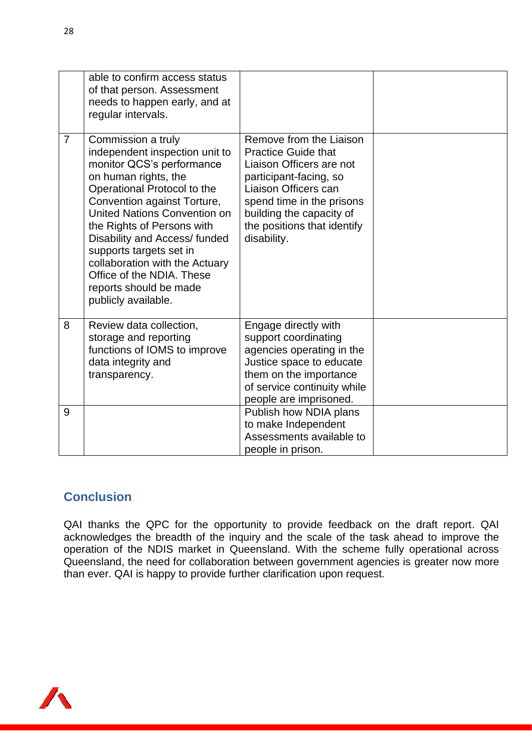| | | | |
|---|---|---|---|
| | able to confirm access status of that person. Assessment needs to happen early, and at regular intervals. | | |
| 7 | Commission a truly independent inspection unit to monitor QCS's performance on human rights, the Operational Protocol to the Convention against Torture, United Nations Convention on the Rights of Persons with Disability and Access/ funded supports targets set in collaboration with the Actuary Office of the NDIA. These reports should be made publicly available. | Remove from the Liaison Practice Guide that Liaison Officers are not participant-facing, so Liaison Officers can spend time in the prisons building the capacity of the positions that identify disability. | |
| 8 | Review data collection, storage and reporting functions of IOMS to improve data integrity and transparency. | Engage directly with support coordinating agencies operating in the Justice space to educate them on the importance of service continuity while people are imprisoned. | |
| 9 | | Publish how NDIA plans to make Independent Assessments available to people in prison. | |

## Conclusion

QAI thanks the QPC for the opportunity to provide feedback on the draft report. QAI acknowledges the breadth of the inquiry and the scale of the task ahead to improve the operation of the NDIS market in Queensland. With the scheme fully operational across Queensland, the need for collaboration between government agencies is greater now more than ever. QAI is happy to provide further clarification upon request.